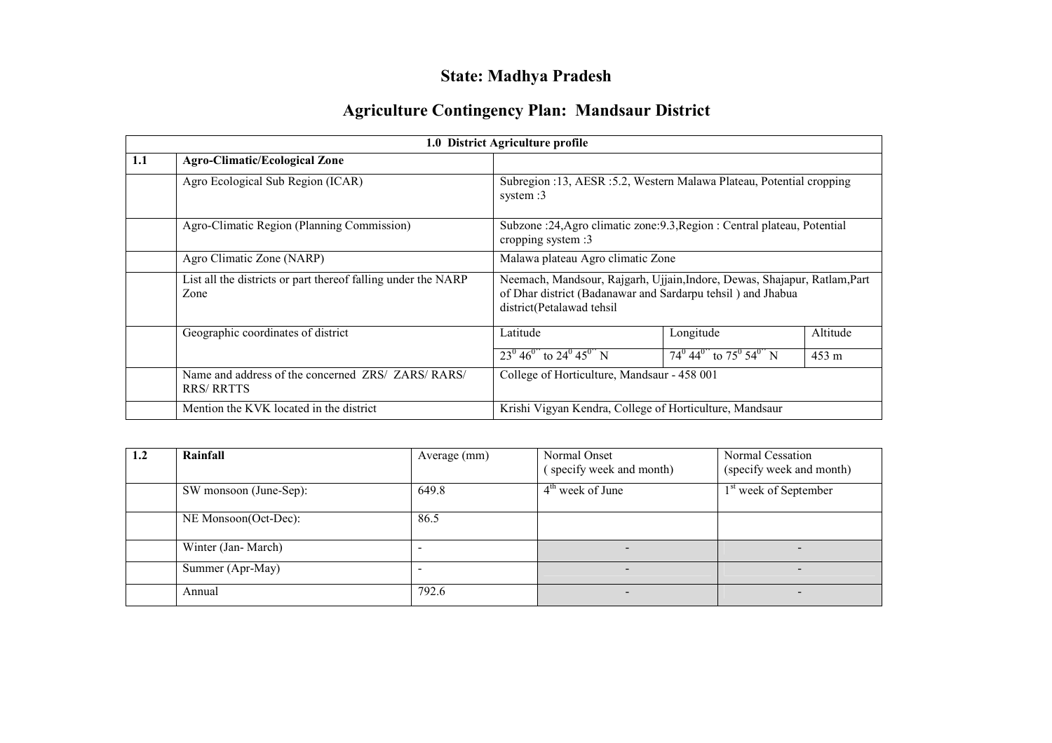# State: Madhya Pradesh

## Agriculture Contingency Plan: Mandsaur District

| 1.0 District Agriculture profile | | | | |
|---|---|---|---|---|
| 1.1 | **Agro-Climatic/Ecological Zone** | | | |
| | Agro Ecological Sub Region (ICAR) | Subregion :13, AESR :5.2, Western Malawa Plateau, Potential cropping system :3 | | |
| | Agro-Climatic Region (Planning Commission) | Subzone :24,Agro climatic zone:9.3,Region : Central plateau, Potential cropping system :3 | | |
| | Agro Climatic Zone (NARP) | Malawa plateau Agro climatic Zone | | |
| | List all the districts or part thereof falling under the NARP Zone | Neemach, Mandsour, Rajgarh, Ujjain,Indore, Dewas, Shajapur, Ratlam,Part of Dhar district (Badanawar and Sardarpu tehsil ) and Jhabua district(Petalawad tehsil | | |
| | Geographic coordinates of district | Latitude | Longitude | Altitude |
| | | $23^0 46^{0''}$ to $24^0 45^{0''}$ N | $74^0 44^{0''}$ to $75^0 54^{0''}$ N | 453 m |
| | Name and address of the concerned ZRS/ ZARS/ RARS/ RRS/ RRTTS | College of Horticulture, Mandsaur - 458 001 | | |
| | Mention the KVK located in the district | Krishi Vigyan Kendra, College of Horticulture, Mandsaur | | |

| 1.2 | **Rainfall** | Average (mm) | Normal Onset ( specify week and month) | Normal Cessation (specify week and month) |
|---|---|---|---|---|
| | SW monsoon (June-Sep): | 649.8 | 4th week of June | 1st week of September |
| | NE Monsoon(Oct-Dec): | 86.5 | | |
| | Winter (Jan- March) | - | - | - |
| | Summer (Apr-May) | - | - | - |
| | Annual | 792.6 | - | - |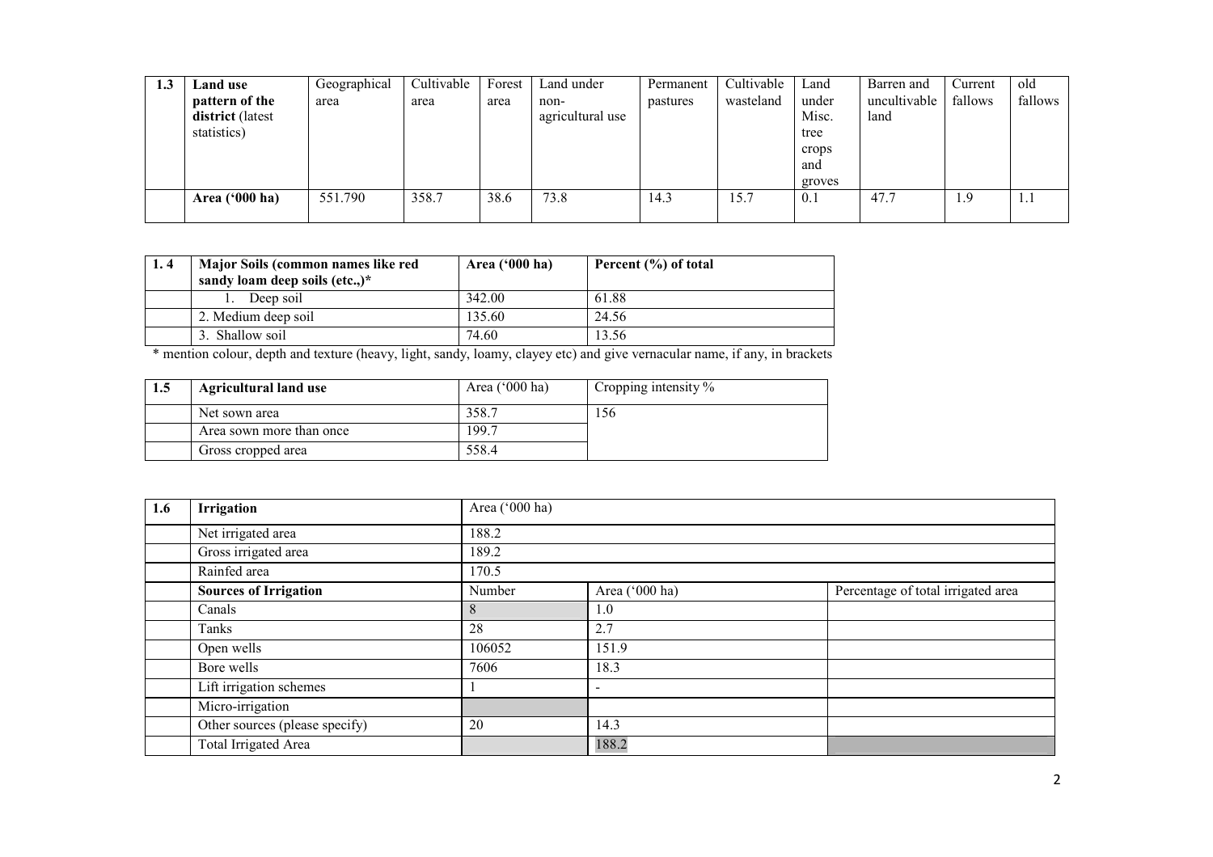| 1.3 | Land use pattern of the district (latest statistics) | Geographical area | Cultivable area | Forest area | Land under non-agricultural use | Permanent pastures | Cultivable wasteland | Land under Misc. tree crops and groves | Barren and uncultivable land | Current fallows | old fallows |
|---|---|---|---|---|---|---|---|---|---|---|---|
| | **Area ('000 ha)** | 551.790 | 358.7 | 38.6 | 73.8 | 14.3 | 15.7 | 0.1 | 47.7 | 1.9 | 1.1 |

| 1. 4 | Major Soils (common names like red sandy loam deep soils (etc.,)* | Area ('000 ha) | Percent (%) of total |
|---|---|---|---|
| | 1. Deep soil | 342.00 | 61.88 |
| | 2. Medium deep soil | 135.60 | 24.56 |
| | 3. Shallow soil | 74.60 | 13.56 |

* mention colour, depth and texture (heavy, light, sandy, loamy, clayey etc) and give vernacular name, if any, in brackets

| 1.5 | Agricultural land use | Area ('000 ha) | Cropping intensity % |
|---|---|---|---|
| | Net sown area | 358.7 | 156 |
| | Area sown more than once | 199.7 | |
| | Gross cropped area | 558.4 | |

| 1.6 | Irrigation | Area ('000 ha) | | |
|---|---|---|---|---|
| | Net irrigated area | 188.2 | | |
| | Gross irrigated area | 189.2 | | |
| | Rainfed area | 170.5 | | |
| | **Sources of Irrigation** | Number | Area ('000 ha) | Percentage of total irrigated area |
| | Canals | 8 | 1.0 | |
| | Tanks | 28 | 2.7 | |
| | Open wells | 106052 | 151.9 | |
| | Bore wells | 7606 | 18.3 | |
| | Lift irrigation schemes | 1 | - | |
| | Micro-irrigation | | | |
| | Other sources (please specify) | 20 | 14.3 | |
| | Total Irrigated Area | | 188.2 | |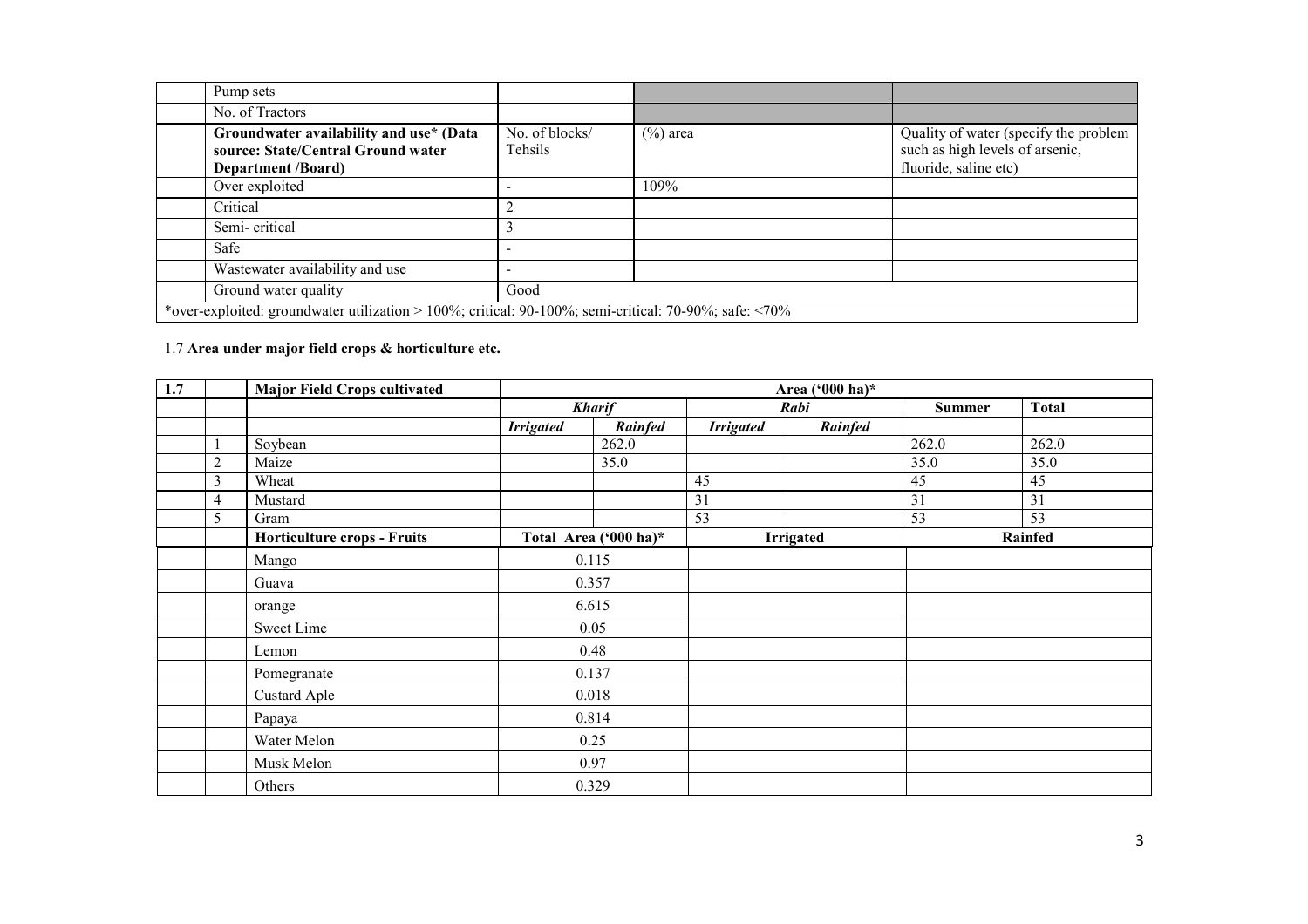| | | | | |
|---|---|---|---|---|
| | Pump sets | | | |
| | No. of Tractors | | | |
| | **Groundwater availability and use* (Data source: State/Central Ground water Department /Board)** | No. of blocks/ Tehsils | (%) area | Quality of water (specify the problem such as high levels of arsenic, fluoride, saline etc) |
| | Over exploited | - | 109% | |
| | Critical | 2 | | |
| | Semi- critical | 3 | | |
| | Safe | - | | |
| | Wastewater availability and use | - | | |
| | Ground water quality | Good | | |
| *over-exploited: groundwater utilization > 100%; critical: 90-100%; semi-critical: 70-90%; safe: <70% | | | | |

1.7 **Area under major field crops & horticulture etc.**

| 1.7 | | Major Field Crops cultivated | Area ('000 ha)* | | | | | |
|---|---|---|---|---|---|---|---|---|
| | | | *Kharif* | | *Rabi* | | Summer | Total |
| | | | *Irrigated* | *Rainfed* | *Irrigated* | *Rainfed* | | |
| | 1 | Soybean | | 262.0 | | | 262.0 | 262.0 |
| | 2 | Maize | | 35.0 | | | 35.0 | 35.0 |
| | 3 | Wheat | | | 45 | | 45 | 45 |
| | 4 | Mustard | | | 31 | | 31 | 31 |
| | 5 | Gram | | | 53 | | 53 | 53 |
| | | **Horticulture crops - Fruits** | **Total Area ('000 ha)*** | | **Irrigated** | | **Rainfed** | |
| | | Mango | 0.115 | | | | | |
| | | Guava | 0.357 | | | | | |
| | | orange | 6.615 | | | | | |
| | | Sweet Lime | 0.05 | | | | | |
| | | Lemon | 0.48 | | | | | |
| | | Pomegranate | 0.137 | | | | | |
| | | Custard Aple | 0.018 | | | | | |
| | | Papaya | 0.814 | | | | | |
| | | Water Melon | 0.25 | | | | | |
| | | Musk Melon | 0.97 | | | | | |
| | | Others | 0.329 | | | | | |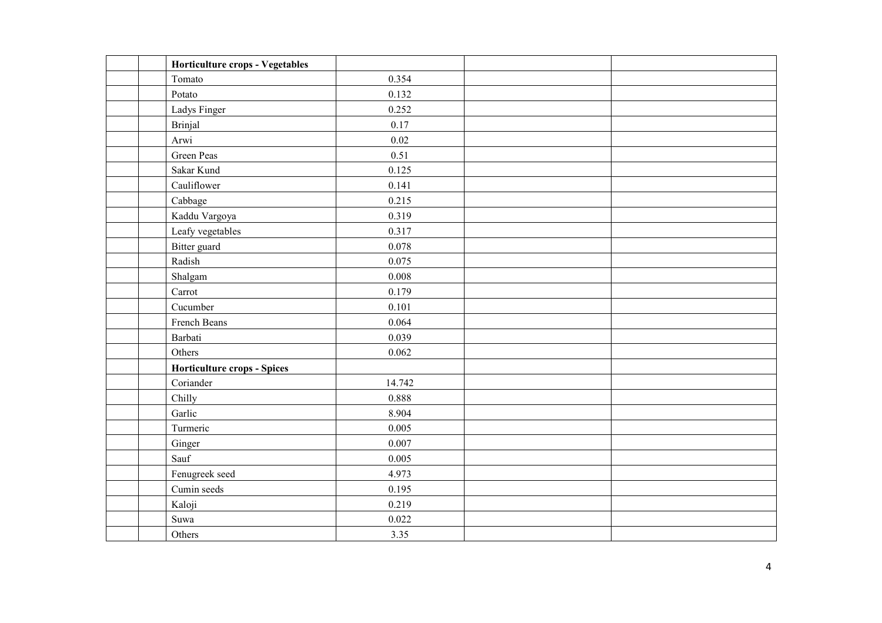| | | | | | |
|---|---|---|---|---|---|
| | | **Horticulture crops - Vegetables** | | | |
| | | Tomato | 0.354 | | |
| | | Potato | 0.132 | | |
| | | Ladys Finger | 0.252 | | |
| | | Brinjal | 0.17 | | |
| | | Arwi | 0.02 | | |
| | | Green Peas | 0.51 | | |
| | | Sakar Kund | 0.125 | | |
| | | Cauliflower | 0.141 | | |
| | | Cabbage | 0.215 | | |
| | | Kaddu Vargoya | 0.319 | | |
| | | Leafy vegetables | 0.317 | | |
| | | Bitter guard | 0.078 | | |
| | | Radish | 0.075 | | |
| | | Shalgam | 0.008 | | |
| | | Carrot | 0.179 | | |
| | | Cucumber | 0.101 | | |
| | | French Beans | 0.064 | | |
| | | Barbati | 0.039 | | |
| | | Others | 0.062 | | |
| | | **Horticulture crops - Spices** | | | |
| | | Coriander | 14.742 | | |
| | | Chilly | 0.888 | | |
| | | Garlic | 8.904 | | |
| | | Turmeric | 0.005 | | |
| | | Ginger | 0.007 | | |
| | | Sauf | 0.005 | | |
| | | Fenugreek seed | 4.973 | | |
| | | Cumin seeds | 0.195 | | |
| | | Kaloji | 0.219 | | |
| | | Suwa | 0.022 | | |
| | | Others | 3.35 | | |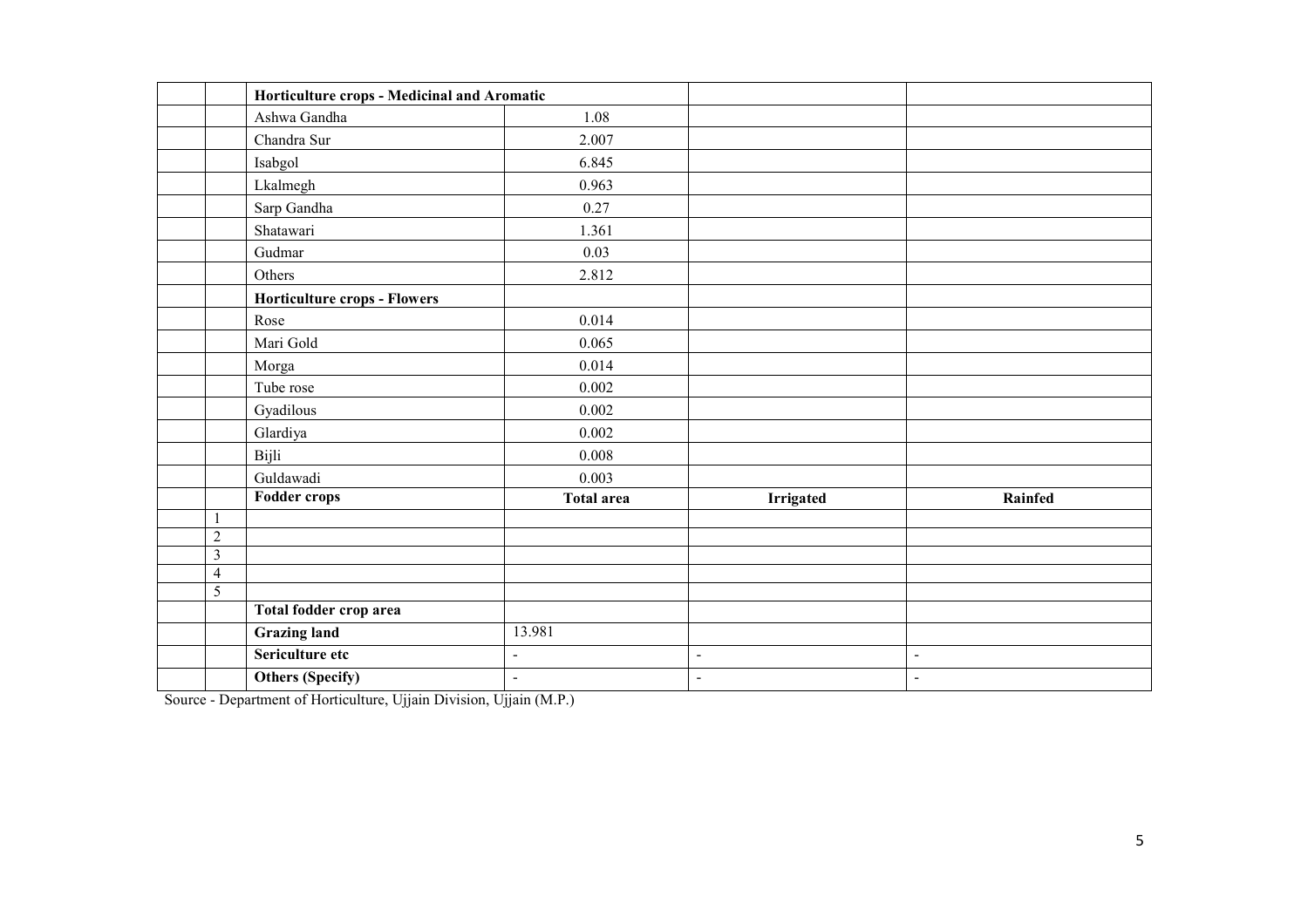| | | | | | |
|---|---|---|---|---|---|
| | | **Horticulture crops - Medicinal and Aromatic** | | | |
| | | Ashwa Gandha | 1.08 | | |
| | | Chandra Sur | 2.007 | | |
| | | Isabgol | 6.845 | | |
| | | Lkalmegh | 0.963 | | |
| | | Sarp Gandha | 0.27 | | |
| | | Shatawari | 1.361 | | |
| | | Gudmar | 0.03 | | |
| | | Others | 2.812 | | |
| | | **Horticulture crops - Flowers** | | | |
| | | Rose | 0.014 | | |
| | | Mari Gold | 0.065 | | |
| | | Morga | 0.014 | | |
| | | Tube rose | 0.002 | | |
| | | Gyadilous | 0.002 | | |
| | | Glardiya | 0.002 | | |
| | | Bijli | 0.008 | | |
| | | Guldawadi | 0.003 | | |
| | | **Fodder crops** | **Total area** | **Irrigated** | **Rainfed** |
| | 1 | | | | |
| | 2 | | | | |
| | 3 | | | | |
| | 4 | | | | |
| | 5 | | | | |
| | | **Total fodder crop area** | | | |
| | | **Grazing land** | 13.981 | | |
| | | **Sericulture etc** | - | - | - |
| | | **Others (Specify)** | - | - | - |

Source - Department of Horticulture, Ujjain Division, Ujjain (M.P.)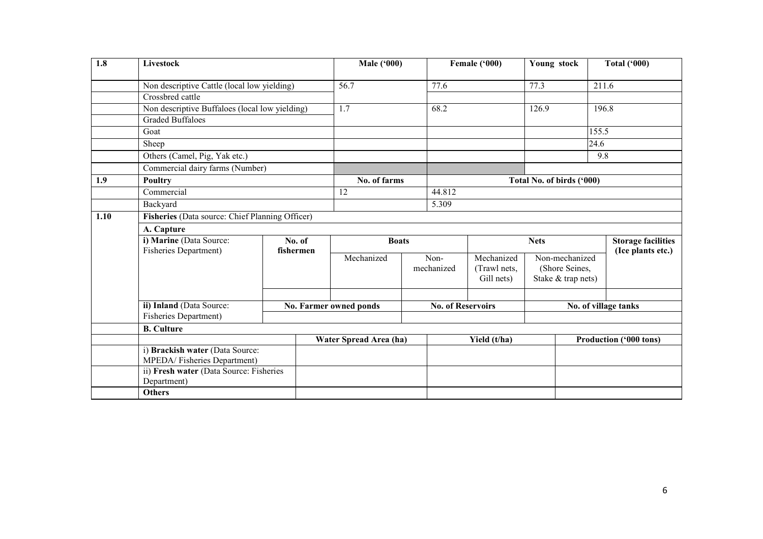| 1.8 | Livestock | Male ('000) | Female ('000) | Young stock | Total ('000) |
|---|---|---|---|---|---|
| | Non descriptive Cattle (local low yielding) | 56.7 | 77.6 | 77.3 | 211.6 |
| | Crossbred cattle | | | | |
| | Non descriptive Buffaloes (local low yielding) | 1.7 | 68.2 | 126.9 | 196.8 |
| | Graded Buffaloes | | | | |
| | Goat | | | | 155.5 |
| | Sheep | | | | 24.6 |
| | Others (Camel, Pig, Yak etc.) | | | | 9.8 |
| | Commercial dairy farms (Number) | | | | |

| 1.9 | Poultry | No. of farms | Total No. of birds ('000) |
|---|---|---|---|
| | Commercial | 12 | 44.812 |
| | Backyard | | 5.309 |

**1.10 Fisheries** (Data source: Chief Planning Officer)

**A. Capture**

| i) Marine (Data Source: Fisheries Department) | No. of fishermen | Boats | | Nets | | Storage facilities (Ice plants etc.) |
|---|---|---|---|---|---|---|
| | | Mechanized | Non-mechanized | Mechanized (Trawl nets, Gill nets) | Non-mechanized (Shore Seines, Stake & trap nets) | |
| | | | | | | |

| ii) Inland (Data Source: Fisheries Department) | No. Farmer owned ponds | No. of Reservoirs | No. of village tanks |
|---|---|---|---|
| | | | |

**B. Culture**

| | Water Spread Area (ha) | Yield (t/ha) | Production ('000 tons) |
|---|---|---|---|
| i) **Brackish water** (Data Source: MPEDA/ Fisheries Department) | | | |
| ii) **Fresh water** (Data Source: Fisheries Department) | | | |
| **Others** | | | |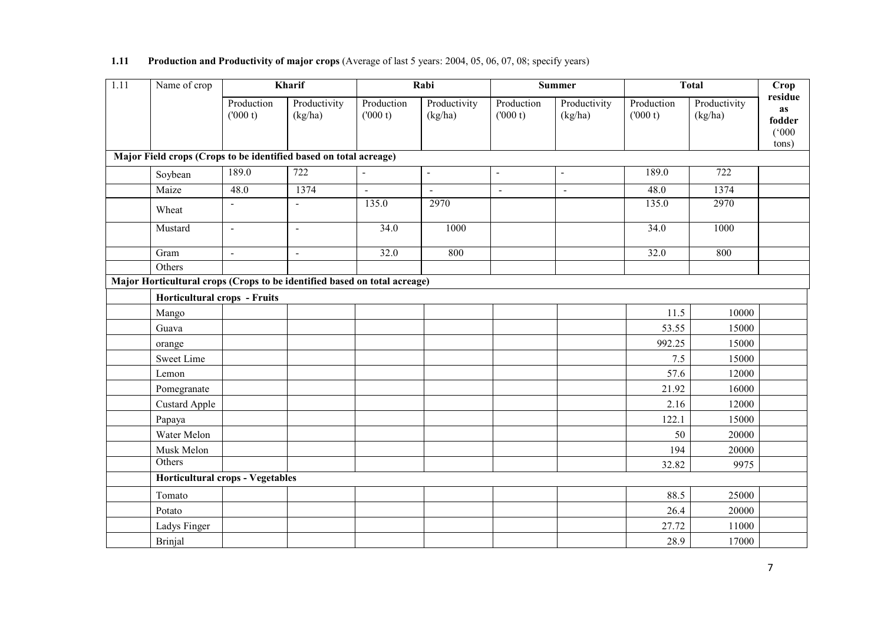**1.11 Production and Productivity of major crops** (Average of last 5 years: 2004, 05, 06, 07, 08; specify years)

| 1.11 | Name of crop | Kharif | | Rabi | | Summer | | Total | | Crop residue as fodder ('000 tons) |
|---|---|---|---|---|---|---|---|---|---|---|
| | | Production ('000 t) | Productivity (kg/ha) | Production ('000 t) | Productivity (kg/ha) | Production ('000 t) | Productivity (kg/ha) | Production ('000 t) | Productivity (kg/ha) | |
| **Major Field crops (Crops to be identified based on total acreage)** | | | | | | | | | | |
| | Soybean | 189.0 | 722 | - | - | - | - | 189.0 | 722 | |
| | Maize | 48.0 | 1374 | - | - | - | - | 48.0 | 1374 | |
| | Wheat | - | - | 135.0 | 2970 | | | 135.0 | 2970 | |
| | Mustard | - | - | 34.0 | 1000 | | | 34.0 | 1000 | |
| | Gram | - | - | 32.0 | 800 | | | 32.0 | 800 | |
| | Others | | | | | | | | | |
| **Major Horticultural crops (Crops to be identified based on total acreage)** | | | | | | | | | | |
| | **Horticultural crops - Fruits** | | | | | | | | | |
| | Mango | | | | | | | 11.5 | 10000 | |
| | Guava | | | | | | | 53.55 | 15000 | |
| | orange | | | | | | | 992.25 | 15000 | |
| | Sweet Lime | | | | | | | 7.5 | 15000 | |
| | Lemon | | | | | | | 57.6 | 12000 | |
| | Pomegranate | | | | | | | 21.92 | 16000 | |
| | Custard Apple | | | | | | | 2.16 | 12000 | |
| | Papaya | | | | | | | 122.1 | 15000 | |
| | Water Melon | | | | | | | 50 | 20000 | |
| | Musk Melon | | | | | | | 194 | 20000 | |
| | Others | | | | | | | 32.82 | 9975 | |
| | **Horticultural crops - Vegetables** | | | | | | | | | |
| | Tomato | | | | | | | 88.5 | 25000 | |
| | Potato | | | | | | | 26.4 | 20000 | |
| | Ladys Finger | | | | | | | 27.72 | 11000 | |
| | Brinjal | | | | | | | 28.9 | 17000 | |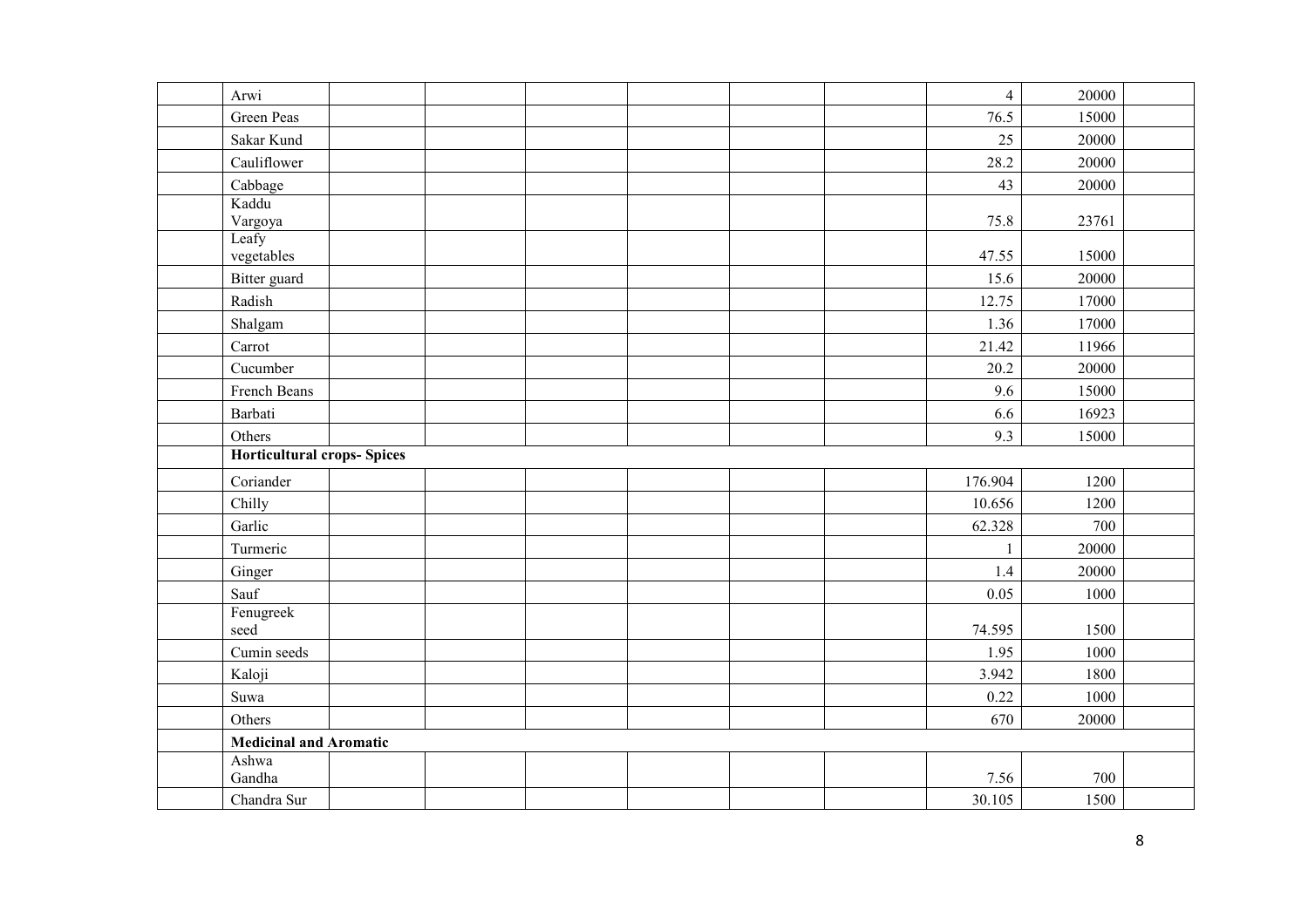| | | | | | | | | | | |
|---|---|---|---|---|---|---|---|---|---|---|
| | Arwi | | | | | | | 4 | 20000 | |
| | Green Peas | | | | | | | 76.5 | 15000 | |
| | Sakar Kund | | | | | | | 25 | 20000 | |
| | Cauliflower | | | | | | | 28.2 | 20000 | |
| | Cabbage | | | | | | | 43 | 20000 | |
| | Kaddu Vargoya | | | | | | | 75.8 | 23761 | |
| | Leafy vegetables | | | | | | | 47.55 | 15000 | |
| | Bitter guard | | | | | | | 15.6 | 20000 | |
| | Radish | | | | | | | 12.75 | 17000 | |
| | Shalgam | | | | | | | 1.36 | 17000 | |
| | Carrot | | | | | | | 21.42 | 11966 | |
| | Cucumber | | | | | | | 20.2 | 20000 | |
| | French Beans | | | | | | | 9.6 | 15000 | |
| | Barbati | | | | | | | 6.6 | 16923 | |
| | Others | | | | | | | 9.3 | 15000 | |
| | **Horticultural crops- Spices** | | | | | | | | | |
| | Coriander | | | | | | | 176.904 | 1200 | |
| | Chilly | | | | | | | 10.656 | 1200 | |
| | Garlic | | | | | | | 62.328 | 700 | |
| | Turmeric | | | | | | | 1 | 20000 | |
| | Ginger | | | | | | | 1.4 | 20000 | |
| | Sauf | | | | | | | 0.05 | 1000 | |
| | Fenugreek seed | | | | | | | 74.595 | 1500 | |
| | Cumin seeds | | | | | | | 1.95 | 1000 | |
| | Kaloji | | | | | | | 3.942 | 1800 | |
| | Suwa | | | | | | | 0.22 | 1000 | |
| | Others | | | | | | | 670 | 20000 | |
| | **Medicinal and Aromatic** | | | | | | | | | |
| | Ashwa Gandha | | | | | | | 7.56 | 700 | |
| | Chandra Sur | | | | | | | 30.105 | 1500 | |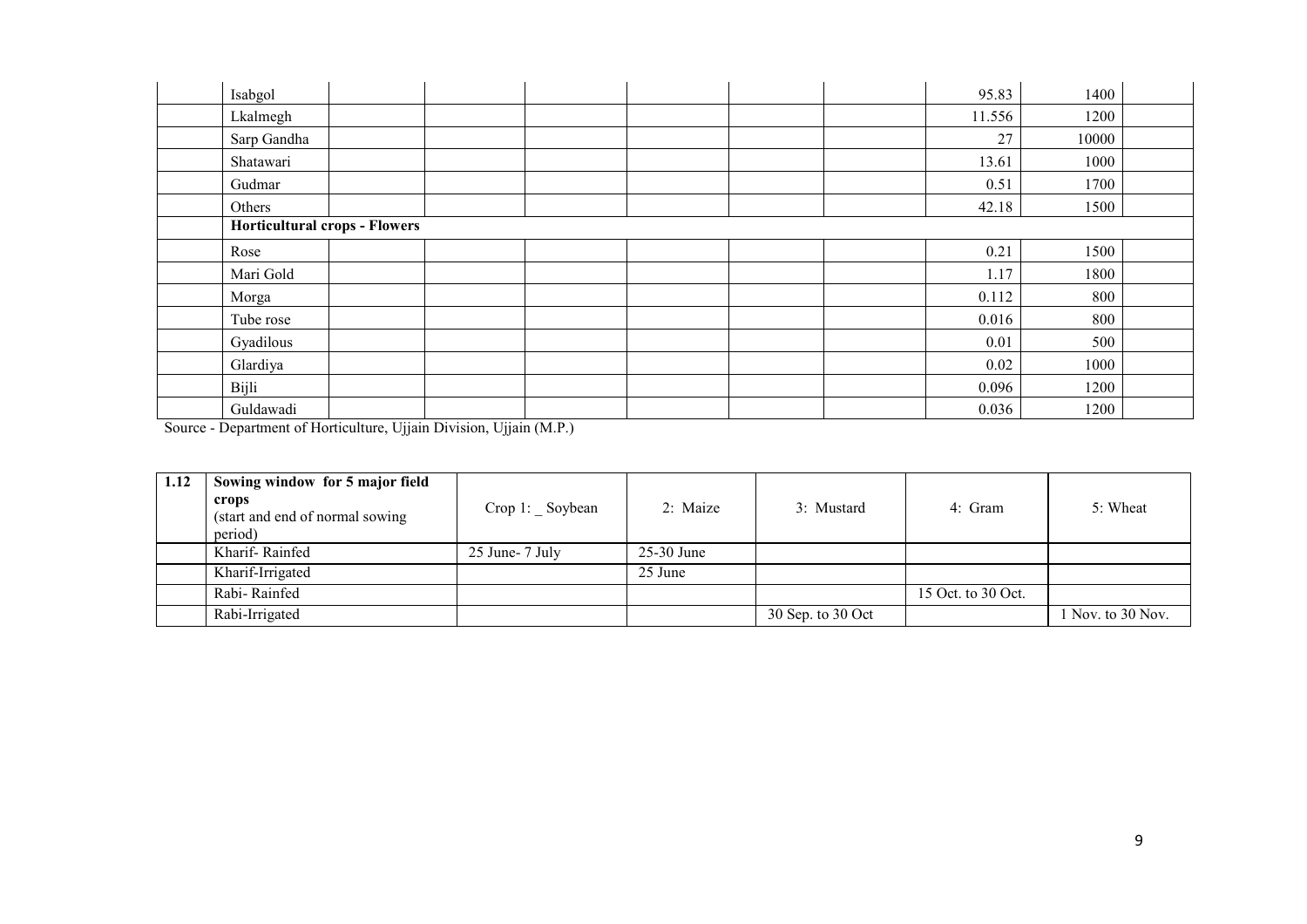| | | | | | | | | | | |
|---|---|---|---|---|---|---|---|---|---|---|
| | Isabgol | | | | | | | 95.83 | 1400 | |
| | Lkalmegh | | | | | | | 11.556 | 1200 | |
| | Sarp Gandha | | | | | | | 27 | 10000 | |
| | Shatawari | | | | | | | 13.61 | 1000 | |
| | Gudmar | | | | | | | 0.51 | 1700 | |
| | Others | | | | | | | 42.18 | 1500 | |
| | **Horticultural crops - Flowers** | | | | | | | | | |
| | Rose | | | | | | | 0.21 | 1500 | |
| | Mari Gold | | | | | | | 1.17 | 1800 | |
| | Morga | | | | | | | 0.112 | 800 | |
| | Tube rose | | | | | | | 0.016 | 800 | |
| | Gyadilous | | | | | | | 0.01 | 500 | |
| | Glardiya | | | | | | | 0.02 | 1000 | |
| | Bijli | | | | | | | 0.096 | 1200 | |
| | Guldawadi | | | | | | | 0.036 | 1200 | |

Source - Department of Horticulture, Ujjain Division, Ujjain (M.P.)

| 1.12 | **Sowing window for 5 major field crops** (start and end of normal sowing period) | Crop 1: _ Soybean | 2: Maize | 3: Mustard | 4: Gram | 5: Wheat |
|---|---|---|---|---|---|---|
| | Kharif- Rainfed | 25 June- 7 July | 25-30 June | | | |
| | Kharif-Irrigated | | 25 June | | | |
| | Rabi- Rainfed | | | | 15 Oct. to 30 Oct. | |
| | Rabi-Irrigated | | | 30 Sep. to 30 Oct | | 1 Nov. to 30 Nov. |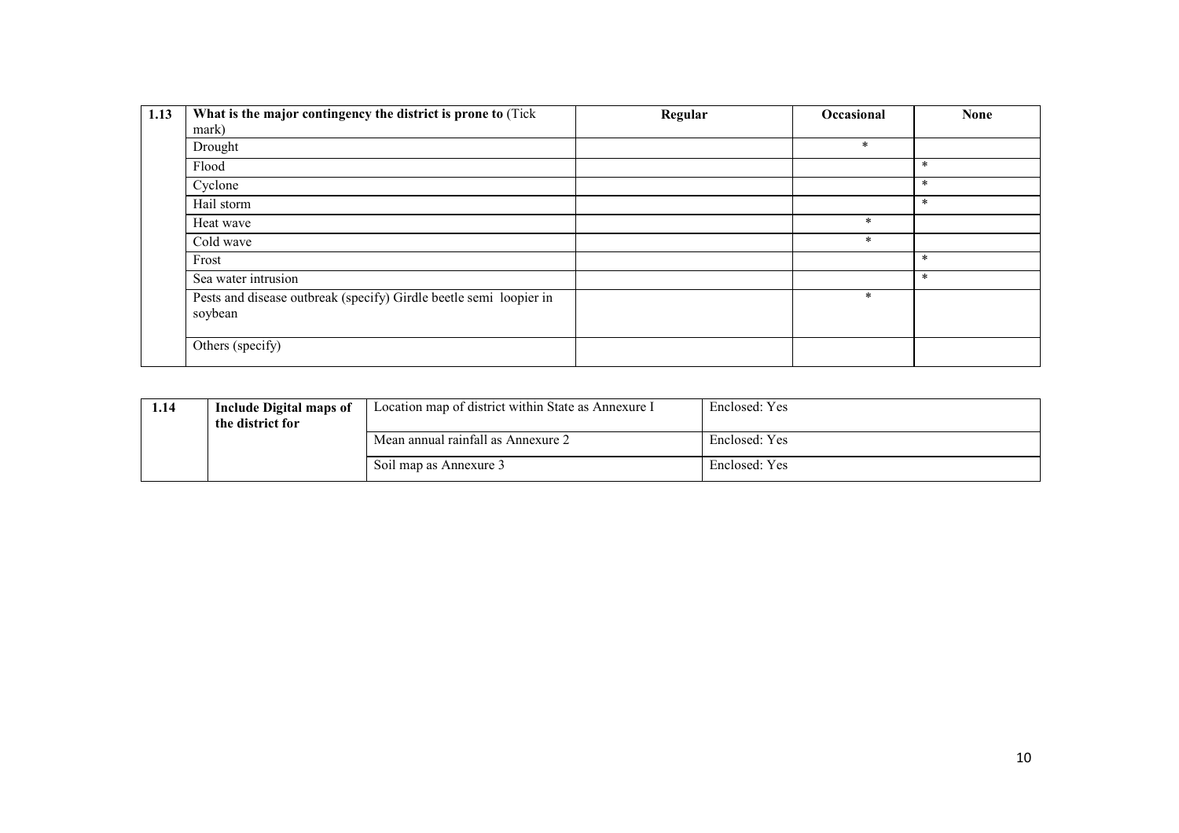| 1.13 | What is the major contingency the district is prone to (Tick mark) | Regular | Occasional | None |
|---|---|---|---|---|
| | Drought | | * | |
| | Flood | | | * |
| | Cyclone | | | * |
| | Hail storm | | | * |
| | Heat wave | | * | |
| | Cold wave | | * | |
| | Frost | | | * |
| | Sea water intrusion | | | * |
| | Pests and disease outbreak (specify) Girdle beetle semi loopier in soybean | | * | |
| | Others (specify) | | | |

| 1.14 | Include Digital maps of the district for | Location map of district within State as Annexure I | Enclosed: Yes |
|---|---|---|---|
| | | Mean annual rainfall as Annexure 2 | Enclosed: Yes |
| | | Soil map as Annexure 3 | Enclosed: Yes |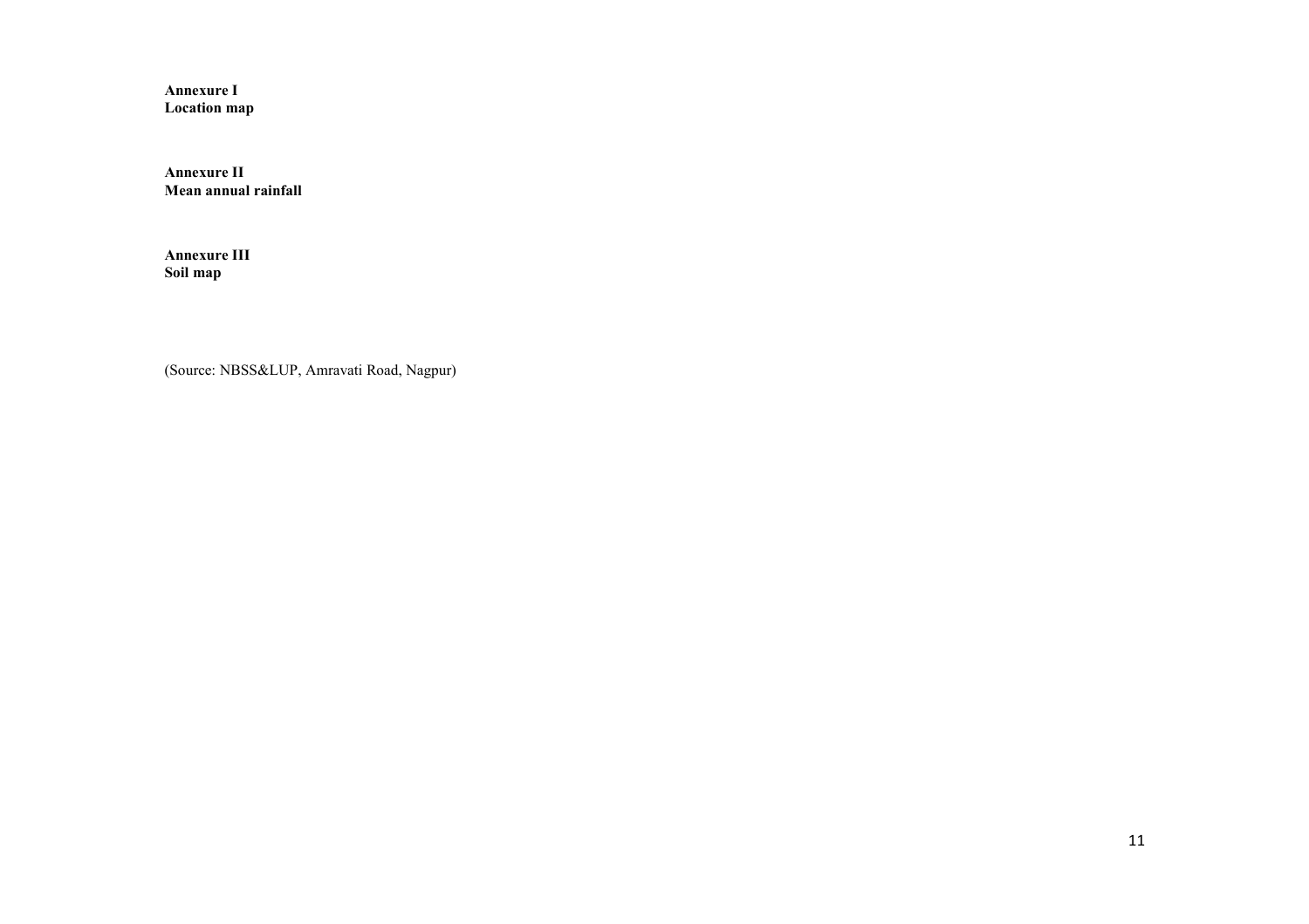**Annexure I**
**Location map**

**Annexure II**
**Mean annual rainfall**

**Annexure III**
**Soil map**

(Source: NBSS&LUP, Amravati Road, Nagpur)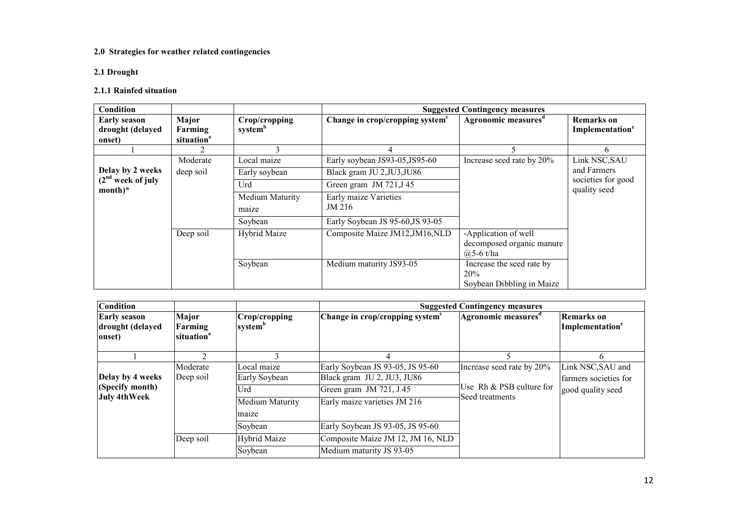## 2.0 Strategies for weather related contingencies

### 2.1 Drought

#### 2.1.1 Rainfed situation

| Condition | | | Suggested Contingency measures | | |
|---|---|---|---|---|---|
| **Early season drought (delayed onset)** | **Major Farming situation[a]** | **Crop/cropping system[b]** | **Change in crop/cropping system[c]** | **Agronomic measures[d]** | **Remarks on Implementation[e]** |
| 1 | 2 | 3 | 4 | 5 | 6 |
| **Delay by 2 weeks ($2^{nd}$ week of july month)*** | Moderate deep soil | Local maize | Early soybean JS93-05,JS95-60 | Increase seed rate by 20% | Link NSC,SAU and Farmers societies for good quality seed |
| | | Early soybean | Black gram JU 2,JU3,JU86 | | |
| | | Urd | Green gram JM 721,J 45 | | |
| | | Medium Maturity maize | Early maize Varieties JM 216 | | |
| | | Soybean | Early Soybean JS 95-60,JS 93-05 | | |
| | Deep soil | Hybrid Maize | Composite Maize JM12,JM16,NLD | -Application of well decomposed organic manure @5-6 t/ha | |
| | | Soybean | Medium maturity JS93-05 | Increase the seed rate by 20% Soybean Dibbling in Maize | |

| Condition | | | Suggested Contingency measures | | |
|---|---|---|---|---|---|
| **Early season drought (delayed onset)** | **Major Farming situation[a]** | **Crop/cropping system[b]** | **Change in crop/cropping system[c]** | **Agronomic measures[d]** | **Remarks on Implementation[e]** |
| 1 | 2 | 3 | 4 | 5 | 6 |
| **Delay by 4 weeks (Specify month) July 4thWeek** | Moderate Deep soil | Local maize | Early Soybean JS 93-05, JS 95-60 | Increase seed rate by 20% Use Rh & PSB culture for Seed treatments | Link NSC,SAU and farmers societies for good quality seed |
| | | Early Soybean | Black gram JU 2, JU3, JU86 | | |
| | | Urd | Green gram JM 721, J 45 | | |
| | | Medium Maturity maize | Early maize varieties JM 216 | | |
| | | Soybean | Early Soybean JS 93-05, JS 95-60 | | |
| | Deep soil | Hybrid Maize | Composite Maize JM 12, JM 16, NLD | | |
| | | Soybean | Medium maturity JS 93-05 | | |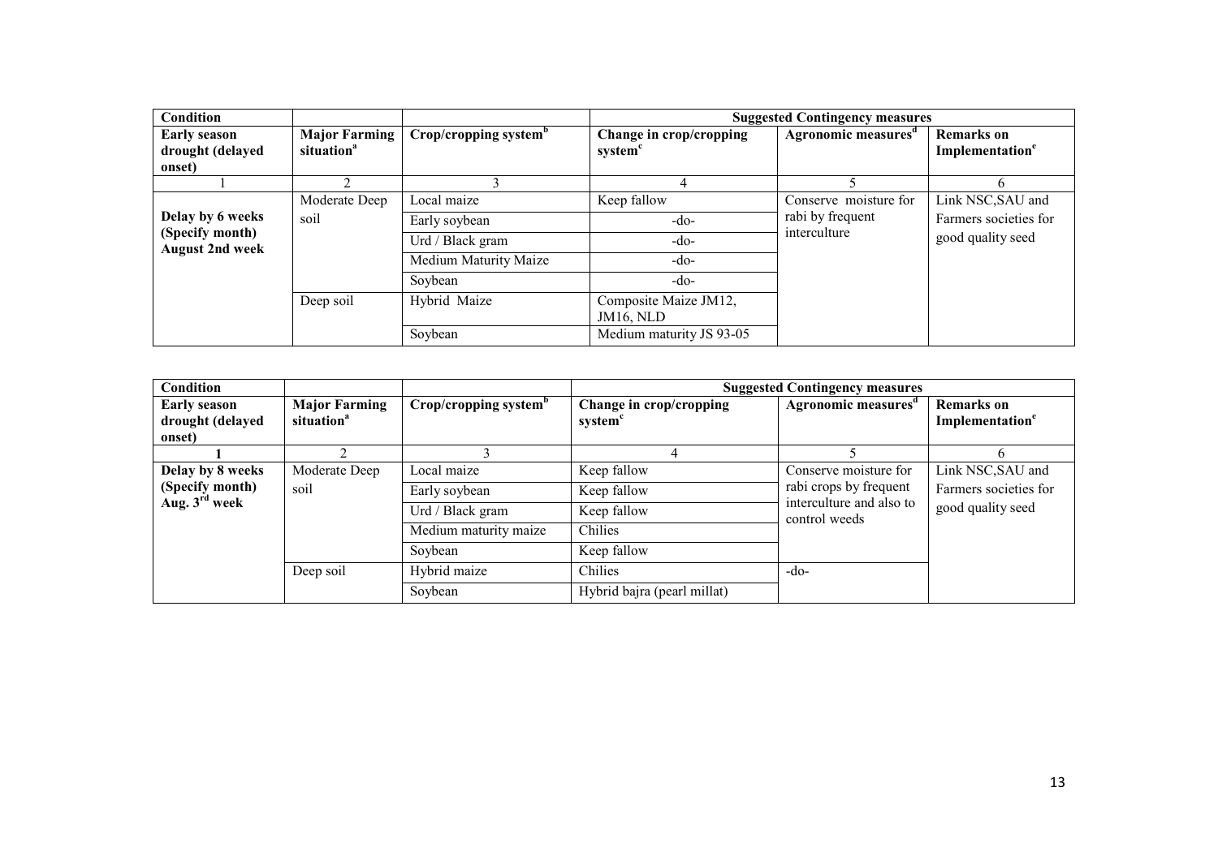| Condition | | | Suggested Contingency measures | | |
|---|---|---|---|---|---|
| **Early season drought (delayed onset)** | **Major Farming situation[a]** | **Crop/cropping system[b]** | **Change in crop/cropping system[c]** | **Agronomic measures[d]** | **Remarks on Implementation[e]** |
| 1 | 2 | 3 | 4 | 5 | 6 |
| **Delay by 6 weeks (Specify month) August 2nd week** | Moderate Deep soil | Local maize | Keep fallow | Conserve moisture for rabi by frequent interculture | Link NSC,SAU and Farmers societies for good quality seed |
| | | Early soybean | -do- | | |
| | | Urd / Black gram | -do- | | |
| | | Medium Maturity Maize | -do- | | |
| | | Soybean | -do- | | |
| | Deep soil | Hybrid Maize | Composite Maize JM12, JM16, NLD | | |
| | | Soybean | Medium maturity JS 93-05 | | |

| Condition | | | Suggested Contingency measures | | |
|---|---|---|---|---|---|
| **Early season drought (delayed onset)** | **Major Farming situation[a]** | **Crop/cropping system[b]** | **Change in crop/cropping system[c]** | **Agronomic measures[d]** | **Remarks on Implementation[e]** |
| **1** | 2 | 3 | 4 | 5 | 6 |
| **Delay by 8 weeks (Specify month) Aug. 3[rd] week** | Moderate Deep soil | Local maize | Keep fallow | Conserve moisture for rabi crops by frequent interculture and also to control weeds | Link NSC,SAU and Farmers societies for good quality seed |
| | | Early soybean | Keep fallow | | |
| | | Urd / Black gram | Keep fallow | | |
| | | Medium maturity maize | Chilies | | |
| | | Soybean | Keep fallow | | |
| | Deep soil | Hybrid maize | Chilies | -do- | |
| | | Soybean | Hybrid bajra (pearl millat) | | |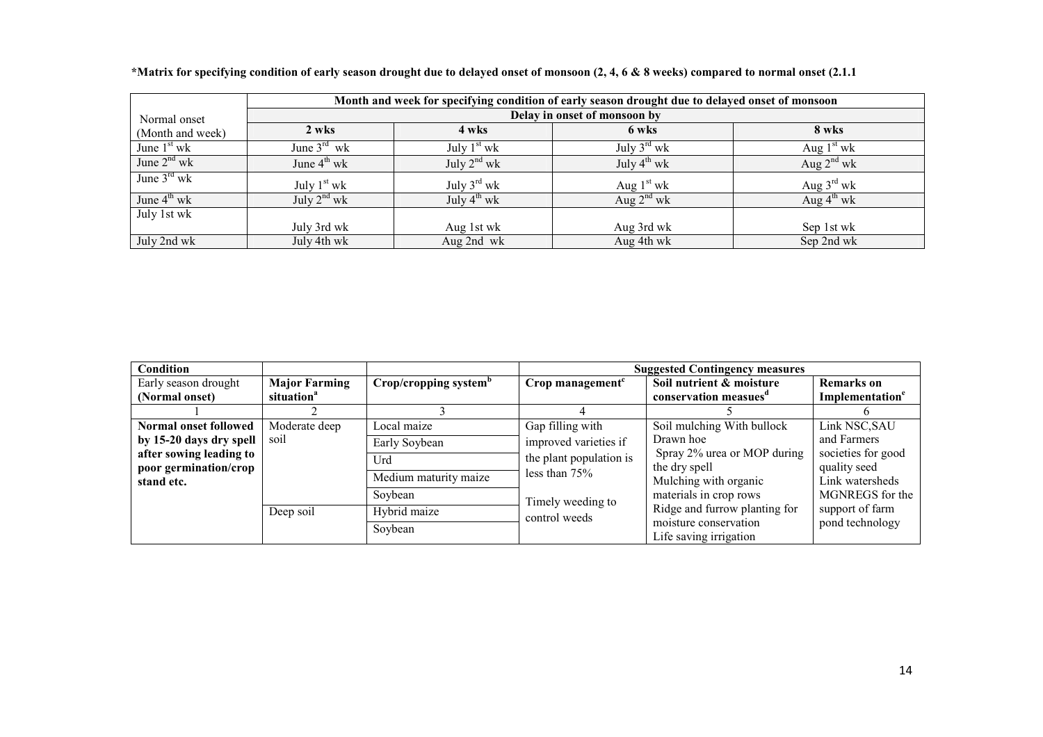**\*Matrix for specifying condition of early season drought due to delayed onset of monsoon (2, 4, 6 & 8 weeks) compared to normal onset (2.1.1**

| Normal onset (Month and week) | Month and week for specifying condition of early season drought due to delayed onset of monsoon | | | |
|---|---|---|---|---|
| | Delay in onset of monsoon by | | | |
| | 2 wks | 4 wks | 6 wks | 8 wks |
| June 1st wk | June 3rd wk | July 1st wk | July 3rd wk | Aug 1st wk |
| June 2nd wk | June 4th wk | July 2nd wk | July 4th wk | Aug 2nd wk |
| June 3rd wk | July 1st wk | July 3rd wk | Aug 1st wk | Aug 3rd wk |
| June 4th wk | July 2nd wk | July 4th wk | Aug 2nd wk | Aug 4th wk |
| July 1st wk | July 3rd wk | Aug 1st wk | Aug 3rd wk | Sep 1st wk |
| July 2nd wk | July 4th wk | Aug 2nd wk | Aug 4th wk | Sep 2nd wk |

| Condition | | | Suggested Contingency measures | | |
|---|---|---|---|---|---|
| Early season drought (Normal onset) | Major Farming situation[a] | Crop/cropping system[b] | Crop management[c] | Soil nutrient & moisture conservation measues[d] | Remarks on Implementation[e] |
| 1 | 2 | 3 | 4 | 5 | 6 |
| **Normal onset followed by 15-20 days dry spell after sowing leading to poor germination/crop stand etc.** | Moderate deep soil | Local maize<br>Early Soybean<br>Urd<br>Medium maturity maize<br>Soybean | Gap filling with improved varieties if the plant population is less than 75%<br><br>Timely weeding to control weeds | Soil mulching With bullock Drawn hoe<br>Spray 2% urea or MOP during the dry spell<br>Mulching with organic materials in crop rows<br>Ridge and furrow planting for moisture conservation<br>Life saving irrigation | Link NSC,SAU and Farmers societies for good quality seed<br>Link watersheds MGNREGS for the support of farm pond technology |
| | Deep soil | Hybrid maize<br>Soybean | | | |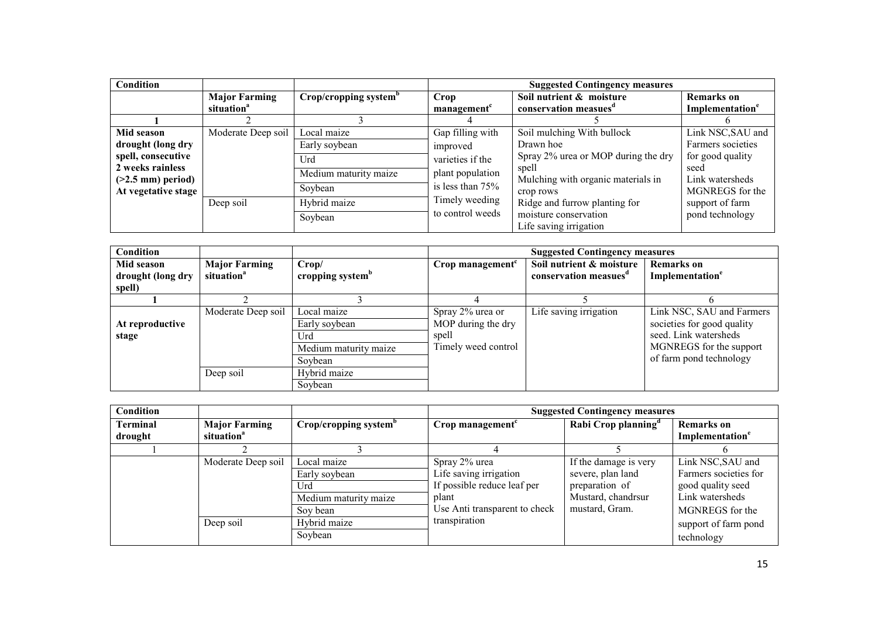| Condition | | | Suggested Contingency measures | | |
|---|---|---|---|---|---|
| | Major Farming situation[a] | Crop/cropping system[b] | Crop management[c] | Soil nutrient & moisture conservation measues[d] | Remarks on Implementation[e] |
| 1 | 2 | 3 | 4 | 5 | 6 |
| Mid season drought (long dry spell, consecutive 2 weeks rainless (>2.5 mm) period) At vegetative stage | Moderate Deep soil | Local maize | Gap filling with improved varieties if the plant population is less than 75% Timely weeding to control weeds | Soil mulching With bullock Drawn hoe Spray 2% urea or MOP during the dry spell Mulching with organic materials in crop rows Ridge and furrow planting for moisture conservation Life saving irrigation | Link NSC,SAU and Farmers societies for good quality seed Link watersheds MGNREGS for the support of farm pond technology |
| | | Early soybean | | | |
| | | Urd | | | |
| | | Medium maturity maize | | | |
| | | Soybean | | | |
| | Deep soil | Hybrid maize | | | |
| | | Soybean | | | |

| Condition | | | Suggested Contingency measures | | |
|---|---|---|---|---|---|
| Mid season drought (long dry spell) | Major Farming situation[a] | Crop/ cropping system[b] | Crop management[c] | Soil nutrient & moisture conservation measues[d] | Remarks on Implementation[e] |
| 1 | 2 | 3 | 4 | 5 | 6 |
| At reproductive stage | Moderate Deep soil | Local maize | Spray 2% urea or MOP during the dry spell Timely weed control | Life saving irrigation | Link NSC, SAU and Farmers societies for good quality seed. Link watersheds MGNREGS for the support of farm pond technology |
| | | Early soybean | | | |
| | | Urd | | | |
| | | Medium maturity maize | | | |
| | | Soybean | | | |
| | Deep soil | Hybrid maize | | | |
| | | Soybean | | | |

| Condition | | | Suggested Contingency measures | | |
|---|---|---|---|---|---|
| Terminal drought | Major Farming situation[a] | Crop/cropping system[b] | Crop management[c] | Rabi Crop planning[d] | Remarks on Implementation[e] |
| 1 | 2 | 3 | 4 | 5 | 6 |
| | Moderate Deep soil | Local maize | Spray 2% urea Life saving irrigation If possible reduce leaf per plant Use Anti transparent to check transpiration | If the damage is very severe, plan land preparation of Mustard, chandrsur mustard, Gram. | Link NSC,SAU and Farmers societies for good quality seed Link watersheds MGNREGS for the support of farm pond technology |
| | | Early soybean | | | |
| | | Urd | | | |
| | | Medium maturity maize | | | |
| | | Soy bean | | | |
| | Deep soil | Hybrid maize | | | |
| | | Soybean | | | |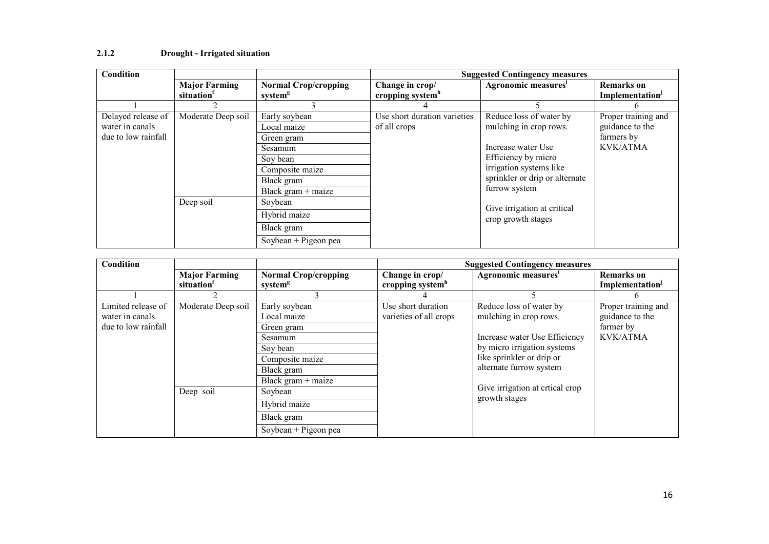### 2.1.2 Drought - Irrigated situation

| Condition | | | Suggested Contingency measures | | |
|---|---|---|---|---|---|
| | Major Farming situation[f] | Normal Crop/cropping system[g] | Change in crop/ cropping system[h] | Agronomic measures[i] | Remarks on Implementation[j] |
| 1 | 2 | 3 | 4 | 5 | 6 |
| Delayed release of water in canals due to low rainfall | Moderate Deep soil | Early soybean | Use short duration varieties of all crops | Reduce loss of water by mulching in crop rows.<br><br>Increase water Use Efficiency by micro irrigation systems like sprinkler or drip or alternate furrow system<br><br>Give irrigation at critical crop growth stages | Proper training and guidance to the farmers by KVK/ATMA |
| | | Local maize | | | |
| | | Green gram | | | |
| | | Sesamum | | | |
| | | Soy bean | | | |
| | | Composite maize | | | |
| | | Black gram | | | |
| | | Black gram + maize | | | |
| | Deep soil | Soybean | | | |
| | | Hybrid maize | | | |
| | | Black gram | | | |
| | | Soybean + Pigeon pea | | | |

| Condition | | | Suggested Contingency measures | | |
|---|---|---|---|---|---|
| | Major Farming situation[f] | Normal Crop/cropping system[g] | Change in crop/ cropping system[h] | Agronomic measures[i] | Remarks on Implementation[j] |
| 1 | 2 | 3 | 4 | 5 | 6 |
| Limited release of water in canals due to low rainfall | Moderate Deep soil | Early soybean<br>Local maize | Use short duration varieties of all crops | Reduce loss of water by mulching in crop rows.<br><br>Increase water Use Efficiency by micro irrigation systems like sprinkler or drip or alternate furrow system<br><br>Give irrigation at crtical crop growth stages | Proper training and guidance to the farmer by KVK/ATMA |
| | | Green gram | | | |
| | | Sesamum | | | |
| | | Soy bean | | | |
| | | Composite maize | | | |
| | | Black gram | | | |
| | | Black gram + maize | | | |
| | Deep soil | Soybean | | | |
| | | Hybrid maize | | | |
| | | Black gram | | | |
| | | Soybean + Pigeon pea | | | |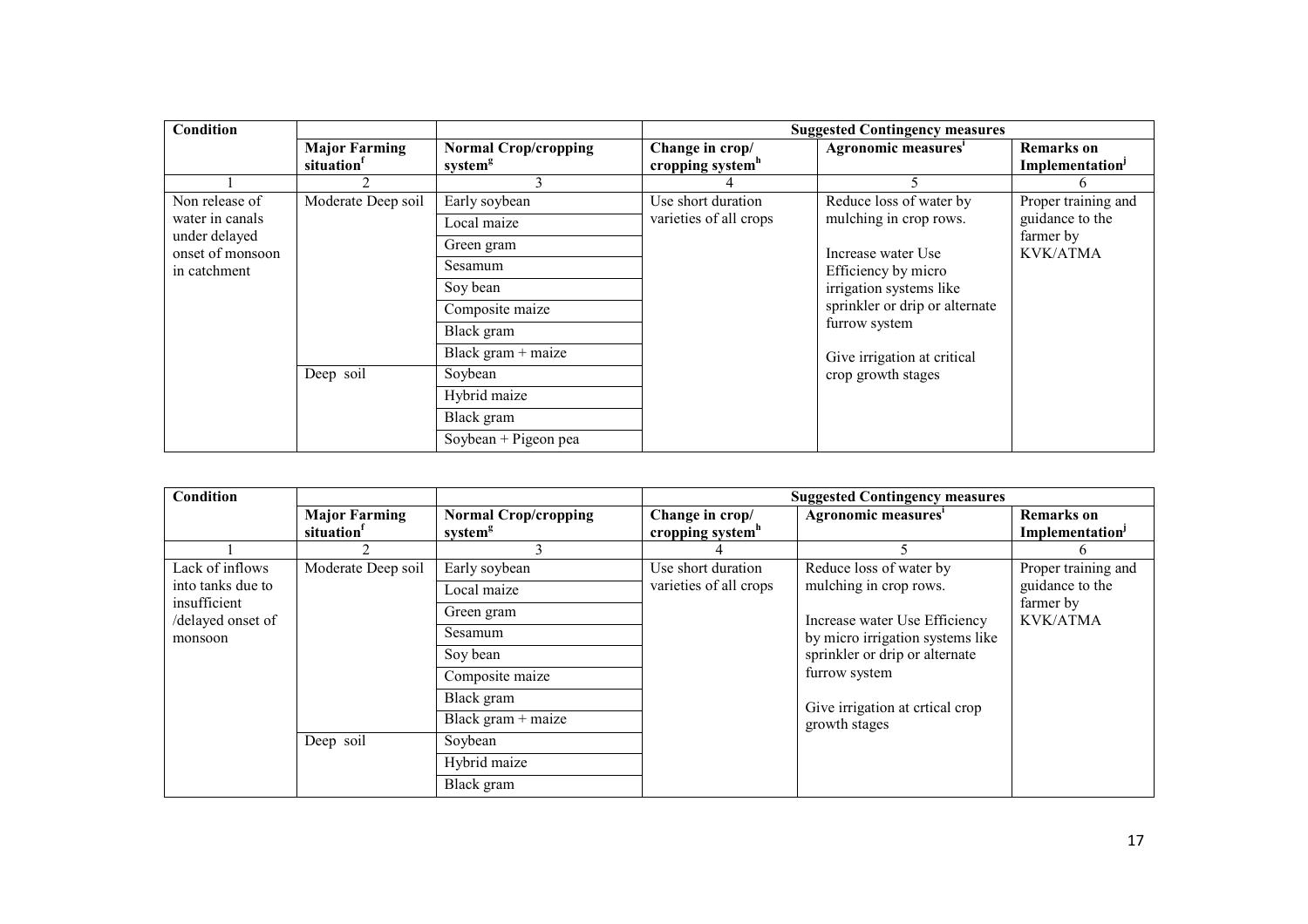| Condition | | | Suggested Contingency measures | | |
|---|---|---|---|---|---|
| | Major Farming situation[f] | Normal Crop/cropping system[g] | Change in crop/ cropping system[h] | Agronomic measures[i] | Remarks on Implementation[j] |
| 1 | 2 | 3 | 4 | 5 | 6 |
| Non release of water in canals under delayed onset of monsoon in catchment | Moderate Deep soil | Early soybean | Use short duration varieties of all crops | Reduce loss of water by mulching in crop rows.<br><br>Increase water Use Efficiency by micro irrigation systems like sprinkler or drip or alternate furrow system<br><br>Give irrigation at critical crop growth stages | Proper training and guidance to the farmer by KVK/ATMA |
| | | Local maize | | | |
| | | Green gram | | | |
| | | Sesamum | | | |
| | | Soy bean | | | |
| | | Composite maize | | | |
| | | Black gram | | | |
| | | Black gram + maize | | | |
| | Deep soil | Soybean | | | |
| | | Hybrid maize | | | |
| | | Black gram | | | |
| | | Soybean + Pigeon pea | | | |

| Condition | | | Suggested Contingency measures | | |
|---|---|---|---|---|---|
| | Major Farming situation[f] | Normal Crop/cropping system[g] | Change in crop/ cropping system[h] | Agronomic measures[i] | Remarks on Implementation[j] |
| 1 | 2 | 3 | 4 | 5 | 6 |
| Lack of inflows into tanks due to insufficient /delayed onset of monsoon | Moderate Deep soil | Early soybean | Use short duration varieties of all crops | Reduce loss of water by mulching in crop rows.<br><br>Increase water Use Efficiency by micro irrigation systems like sprinkler or drip or alternate furrow system<br><br>Give irrigation at crtical crop growth stages | Proper training and guidance to the farmer by KVK/ATMA |
| | | Local maize | | | |
| | | Green gram | | | |
| | | Sesamum | | | |
| | | Soy bean | | | |
| | | Composite maize | | | |
| | | Black gram | | | |
| | | Black gram + maize | | | |
| | Deep soil | Soybean | | | |
| | | Hybrid maize | | | |
| | | Black gram | | | |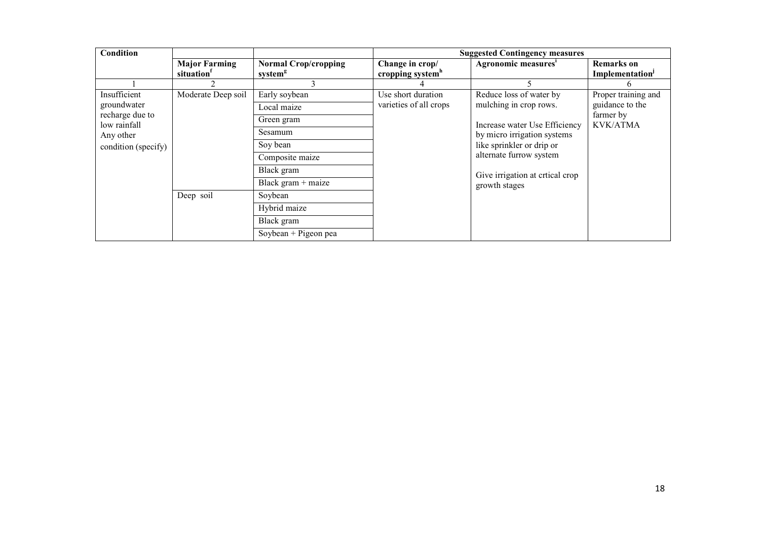| Condition | | | Suggested Contingency measures | | |
|---|---|---|---|---|---|
| | **Major Farming situation[f]** | **Normal Crop/cropping system[g]** | **Change in crop/ cropping system[h]** | **Agronomic measures[i]** | **Remarks on Implementation[j]** |
| 1 | 2 | 3 | 4 | 5 | 6 |
| Insufficient groundwater recharge due to low rainfall Any other condition (specify) | Moderate Deep soil | Early soybean | Use short duration varieties of all crops | Reduce loss of water by mulching in crop rows.<br><br>Increase water Use Efficiency by micro irrigation systems like sprinkler or drip or alternate furrow system<br><br>Give irrigation at crtical crop growth stages | Proper training and guidance to the farmer by KVK/ATMA |
| | | Local maize | | | |
| | | Green gram | | | |
| | | Sesamum | | | |
| | | Soy bean | | | |
| | | Composite maize | | | |
| | | Black gram | | | |
| | | Black gram + maize | | | |
| | Deep soil | Soybean | | | |
| | | Hybrid maize | | | |
| | | Black gram | | | |
| | | Soybean + Pigeon pea | | | |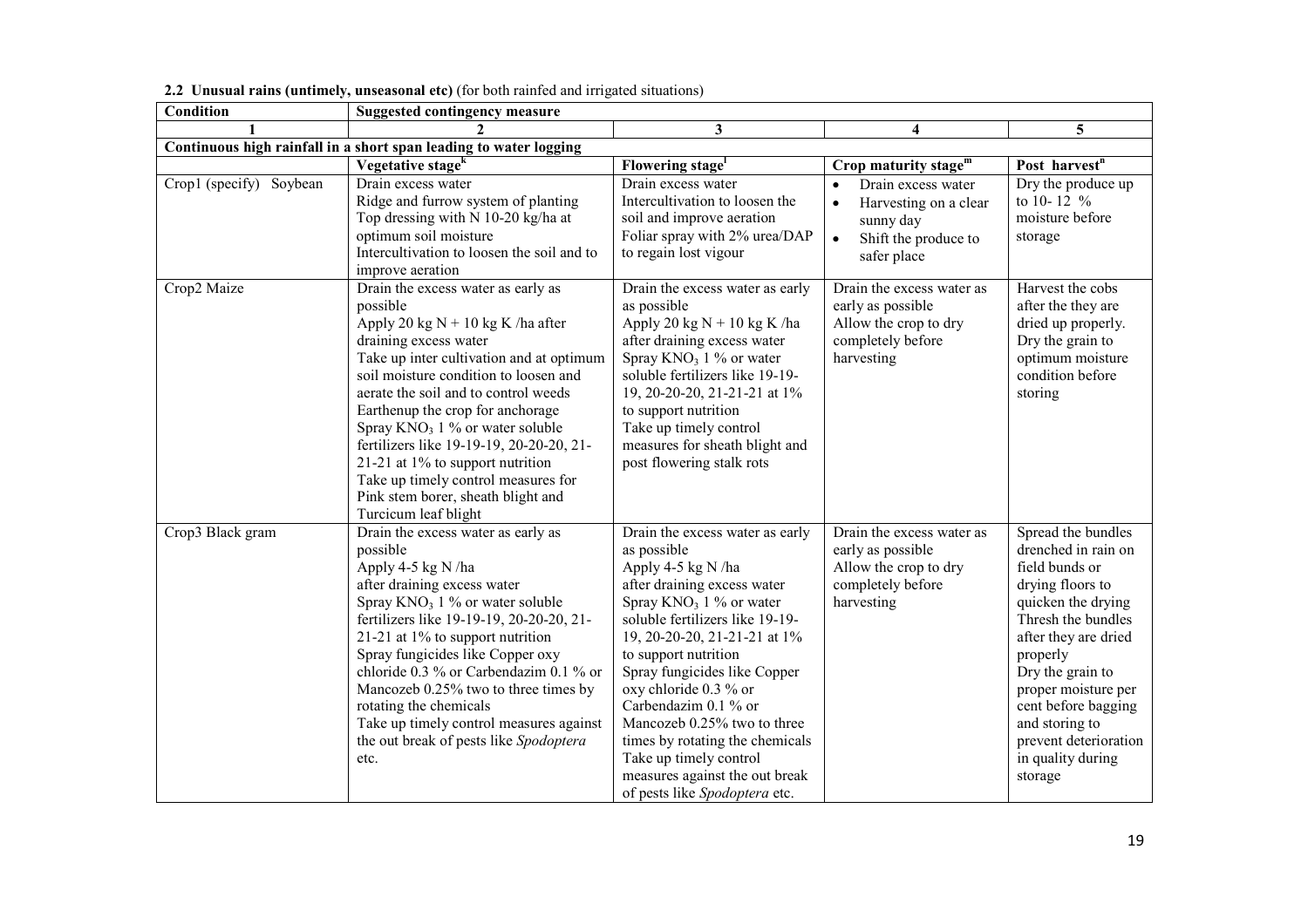**2.2 Unusual rains (untimely, unseasonal etc)** (for both rainfed and irrigated situations)

| Condition | Suggested contingency measure | | | |
|---|---|---|---|---|
| 1 | 2 | 3 | 4 | 5 |
| **Continuous high rainfall in a short span leading to water logging** | | | | |
| | **Vegetative stage[k]** | **Flowering stage[l]** | **Crop maturity stage[m]** | **Post harvest[n]** |
| Crop1 (specify) Soybean | Drain excess water<br>Ridge and furrow system of planting<br>Top dressing with N 10-20 kg/ha at optimum soil moisture<br>Intercultivation to loosen the soil and to improve aeration | Drain excess water<br>Intercultivation to loosen the soil and improve aeration<br>Foliar spray with 2% urea/DAP to regain lost vigour | • Drain excess water<br>• Harvesting on a clear sunny day<br>• Shift the produce to safer place | Dry the produce up to 10- 12 % moisture before storage |
| Crop2 Maize | Drain the excess water as early as possible<br>Apply 20 kg N + 10 kg K /ha after draining excess water<br>Take up inter cultivation and at optimum soil moisture condition to loosen and aerate the soil and to control weeds<br>Earthenup the crop for anchorage<br>Spray $KNO_3$ 1 % or water soluble fertilizers like 19-19-19, 20-20-20, 21-21-21 at 1% to support nutrition<br>Take up timely control measures for Pink stem borer, sheath blight and Turcicum leaf blight | Drain the excess water as early as possible<br>Apply 20 kg N + 10 kg K /ha after draining excess water<br>Spray $KNO_3$ 1 % or water soluble fertilizers like 19-19-19, 20-20-20, 21-21-21 at 1% to support nutrition<br>Take up timely control measures for sheath blight and post flowering stalk rots | Drain the excess water as early as possible<br>Allow the crop to dry completely before harvesting | Harvest the cobs after the they are dried up properly.<br>Dry the grain to optimum moisture condition before storing |
| Crop3 Black gram | Drain the excess water as early as possible<br>Apply 4-5 kg N /ha after draining excess water<br>Spray $KNO_3$ 1 % or water soluble fertilizers like 19-19-19, 20-20-20, 21-21-21 at 1% to support nutrition<br>Spray fungicides like Copper oxy chloride 0.3 % or Carbendazim 0.1 % or Mancozeb 0.25% two to three times by rotating the chemicals<br>Take up timely control measures against the out break of pests like *Spodoptera* etc. | Drain the excess water as early as possible<br>Apply 4-5 kg N /ha after draining excess water<br>Spray $KNO_3$ 1 % or water soluble fertilizers like 19-19-19, 20-20-20, 21-21-21 at 1% to support nutrition<br>Spray fungicides like Copper oxy chloride 0.3 % or Carbendazim 0.1 % or Mancozeb 0.25% two to three times by rotating the chemicals<br>Take up timely control measures against the out break of pests like *Spodoptera* etc. | Drain the excess water as early as possible<br>Allow the crop to dry completely before harvesting | Spread the bundles drenched in rain on field bunds or drying floors to quicken the drying<br>Thresh the bundles after they are dried properly<br>Dry the grain to proper moisture per cent before bagging and storing to prevent deterioration in quality during storage |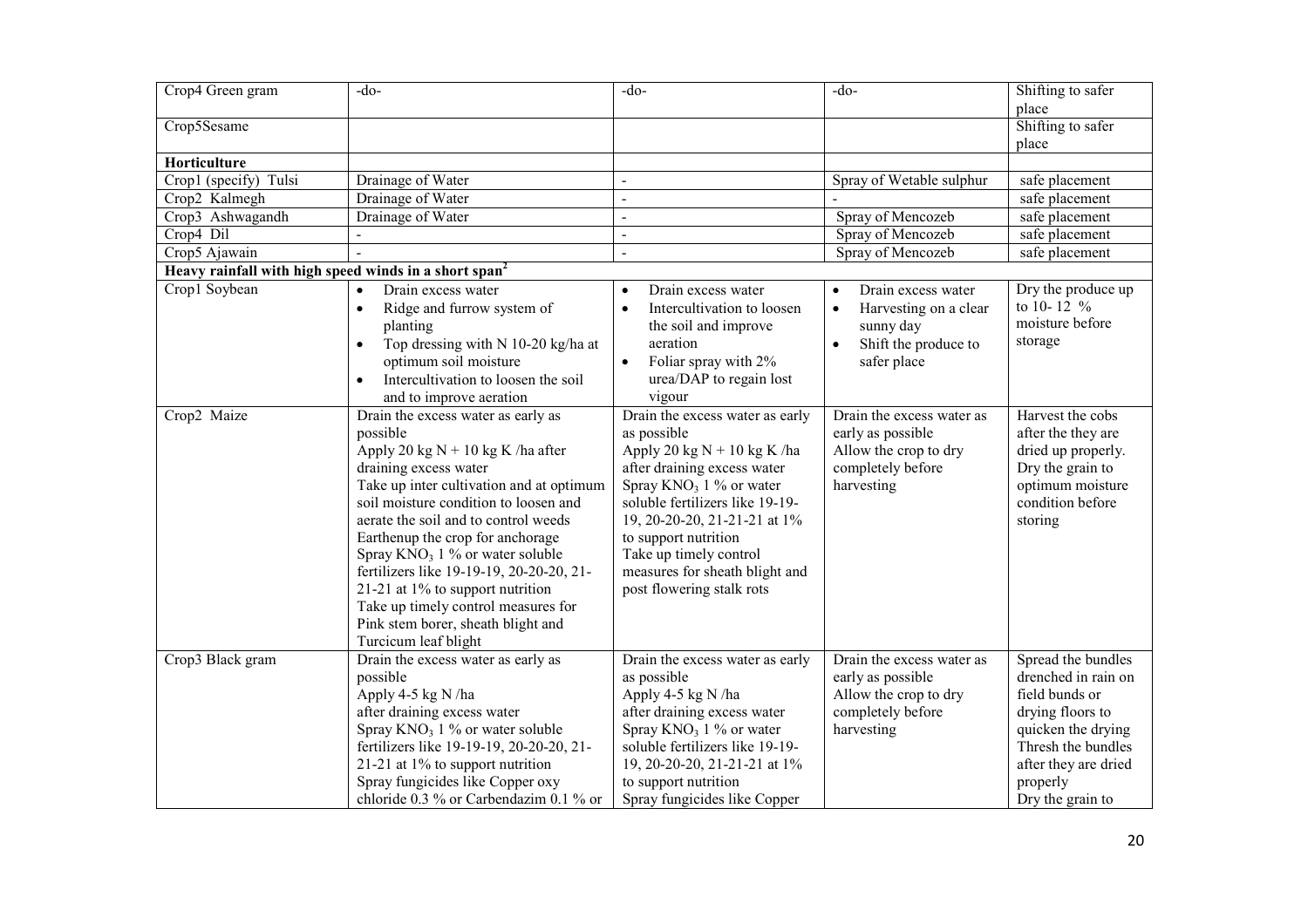| Crop4 Green gram | -do- | -do- | -do- | Shifting to safer place |
|---|---|---|---|---|
| Crop5Sesame | | | | Shifting to safer place |
| **Horticulture** | | | | |
| Crop1 (specify) Tulsi | Drainage of Water | - | Spray of Wetable sulphur | safe placement |
| Crop2 Kalmegh | Drainage of Water | - | - | safe placement |
| Crop3 Ashwagandh | Drainage of Water | - | Spray of Mencozeb | safe placement |
| Crop4 Dil | - | - | Spray of Mencozeb | safe placement |
| Crop5 Ajawain | - | - | Spray of Mencozeb | safe placement |
| **Heavy rainfall with high speed winds in a short span[2]** | | | | |
| Crop1 Soybean | • Drain excess water<br>• Ridge and furrow system of planting<br>• Top dressing with N 10-20 kg/ha at optimum soil moisture<br>• Intercultivation to loosen the soil and to improve aeration | • Drain excess water<br>• Intercultivation to loosen the soil and improve aeration<br>• Foliar spray with 2% urea/DAP to regain lost vigour | • Drain excess water<br>• Harvesting on a clear sunny day<br>• Shift the produce to safer place | Dry the produce up to 10- 12 % moisture before storage |
| Crop2 Maize | Drain the excess water as early as possible<br>Apply 20 kg N + 10 kg K /ha after draining excess water<br>Take up inter cultivation and at optimum soil moisture condition to loosen and aerate the soil and to control weeds<br>Earthenup the crop for anchorage<br>Spray $KNO_3$ 1 % or water soluble fertilizers like 19-19-19, 20-20-20, 21-21-21 at 1% to support nutrition<br>Take up timely control measures for Pink stem borer, sheath blight and Turcicum leaf blight | Drain the excess water as early as possible<br>Apply 20 kg N + 10 kg K /ha after draining excess water<br>Spray $KNO_3$ 1 % or water soluble fertilizers like 19-19-19, 20-20-20, 21-21-21 at 1% to support nutrition<br>Take up timely control measures for sheath blight and post flowering stalk rots | Drain the excess water as early as possible<br>Allow the crop to dry completely before harvesting | Harvest the cobs after the they are dried up properly.<br>Dry the grain to optimum moisture condition before storing |
| Crop3 Black gram | Drain the excess water as early as possible<br>Apply 4-5 kg N /ha after draining excess water<br>Spray $KNO_3$ 1 % or water soluble fertilizers like 19-19-19, 20-20-20, 21-21-21 at 1% to support nutrition<br>Spray fungicides like Copper oxy chloride 0.3 % or Carbendazim 0.1 % or | Drain the excess water as early as possible<br>Apply 4-5 kg N /ha after draining excess water<br>Spray $KNO_3$ 1 % or water soluble fertilizers like 19-19-19, 20-20-20, 21-21-21 at 1% to support nutrition<br>Spray fungicides like Copper | Drain the excess water as early as possible<br>Allow the crop to dry completely before harvesting | Spread the bundles drenched in rain on field bunds or drying floors to quicken the drying<br>Thresh the bundles after they are dried properly<br>Dry the grain to |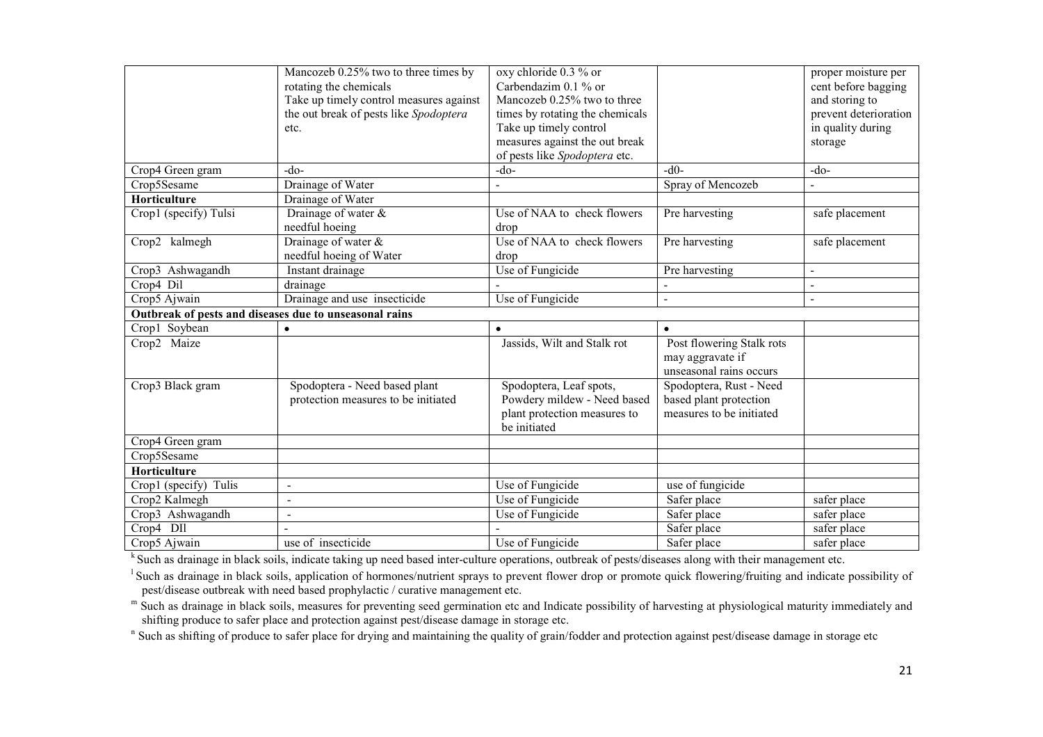| | | | | |
|---|---|---|---|---|
| | Mancozeb 0.25% two to three times by rotating the chemicals Take up timely control measures against the out break of pests like *Spodoptera* etc. | oxy chloride 0.3 % or Carbendazim 0.1 % or Mancozeb 0.25% two to three times by rotating the chemicals Take up timely control measures against the out break of pests like *Spodoptera* etc. | | proper moisture per cent before bagging and storing to prevent deterioration in quality during storage |
| Crop4 Green gram | -do- | -do- | -d0- | -do- |
| Crop5Sesame | Drainage of Water | - | Spray of Mencozeb | - |
| **Horticulture** | Drainage of Water | | | |
| Crop1 (specify) Tulsi | Drainage of water & needful hoeing | Use of NAA to check flowers drop | Pre harvesting | safe placement |
| Crop2 kalmegh | Drainage of water & needful hoeing of Water | Use of NAA to check flowers drop | Pre harvesting | safe placement |
| Crop3 Ashwagandh | Instant drainage | Use of Fungicide | Pre harvesting | - |
| Crop4 Dil | drainage | - | - | - |
| Crop5 Ajwain | Drainage and use insecticide | Use of Fungicide | - | - |
| **Outbreak of pests and diseases due to unseasonal rains** | | | | |
| Crop1 Soybean | • | • | • | |
| Crop2 Maize | | Jassids, Wilt and Stalk rot | Post flowering Stalk rots may aggravate if unseasonal rains occurs | |
| Crop3 Black gram | Spodoptera - Need based plant protection measures to be initiated | Spodoptera, Leaf spots, Powdery mildew - Need based plant protection measures to be initiated | Spodoptera, Rust - Need based plant protection measures to be initiated | |
| Crop4 Green gram | | | | |
| Crop5Sesame | | | | |
| **Horticulture** | | | | |
| Crop1 (specify) Tulis | - | Use of Fungicide | use of fungicide | |
| Crop2 Kalmegh | - | Use of Fungicide | Safer place | safer place |
| Crop3 Ashwagandh | - | Use of Fungicide | Safer place | safer place |
| Crop4 DIl | - | - | Safer place | safer place |
| Crop5 Ajwain | use of insecticide | Use of Fungicide | Safer place | safer place |

[k] Such as drainage in black soils, indicate taking up need based inter-culture operations, outbreak of pests/diseases along with their management etc.

[l] Such as drainage in black soils, application of hormones/nutrient sprays to prevent flower drop or promote quick flowering/fruiting and indicate possibility of pest/disease outbreak with need based prophylactic / curative management etc.

[m] Such as drainage in black soils, measures for preventing seed germination etc and Indicate possibility of harvesting at physiological maturity immediately and shifting produce to safer place and protection against pest/disease damage in storage etc.

[n] Such as shifting of produce to safer place for drying and maintaining the quality of grain/fodder and protection against pest/disease damage in storage etc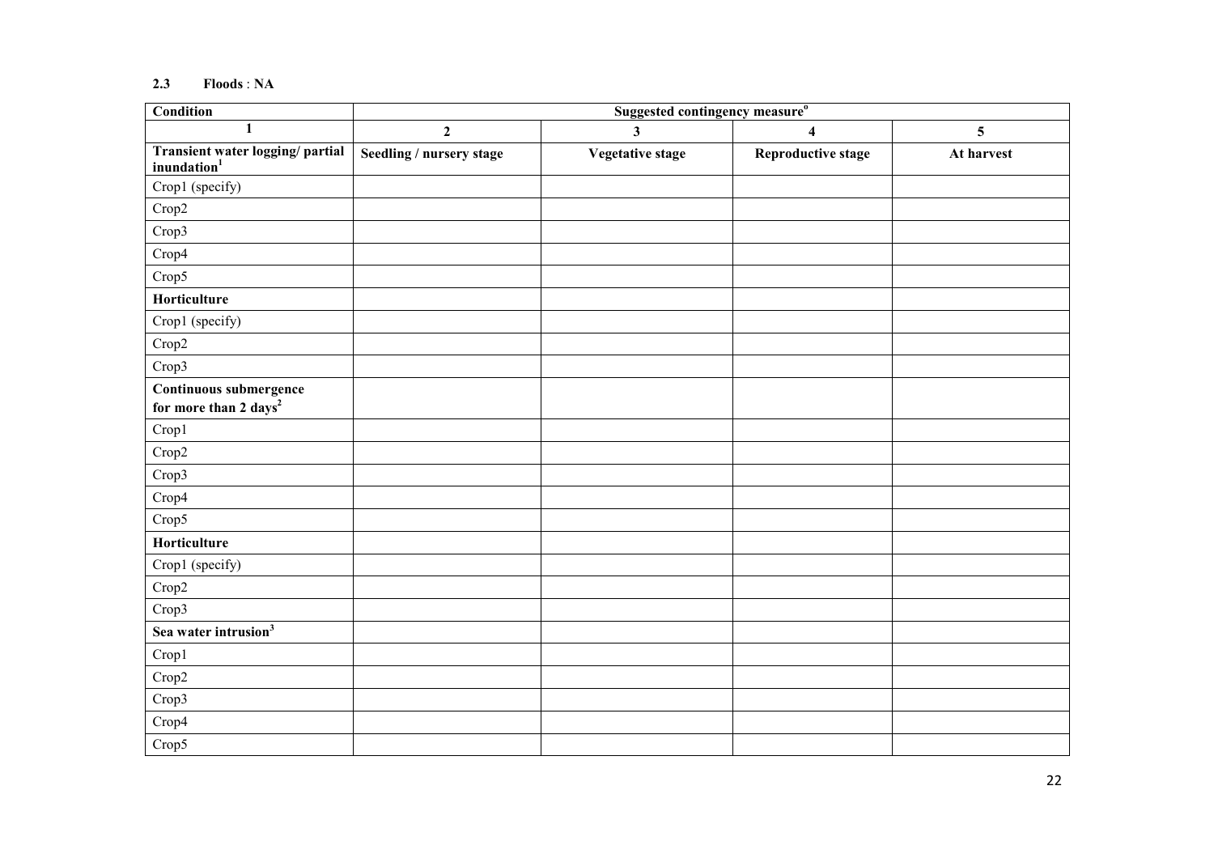### 2.3 Floods : NA

| Condition | Suggested contingency measure[o] | | | |
|---|---|---|---|---|
| 1 | 2 | 3 | 4 | 5 |
| **Transient water logging/ partial inundation[1]** | **Seedling / nursery stage** | **Vegetative stage** | **Reproductive stage** | **At harvest** |
| Crop1 (specify) | | | | |
| Crop2 | | | | |
| Crop3 | | | | |
| Crop4 | | | | |
| Crop5 | | | | |
| **Horticulture** | | | | |
| Crop1 (specify) | | | | |
| Crop2 | | | | |
| Crop3 | | | | |
| **Continuous submergence for more than 2 days[2]** | | | | |
| Crop1 | | | | |
| Crop2 | | | | |
| Crop3 | | | | |
| Crop4 | | | | |
| Crop5 | | | | |
| **Horticulture** | | | | |
| Crop1 (specify) | | | | |
| Crop2 | | | | |
| Crop3 | | | | |
| **Sea water intrusion[3]** | | | | |
| Crop1 | | | | |
| Crop2 | | | | |
| Crop3 | | | | |
| Crop4 | | | | |
| Crop5 | | | | |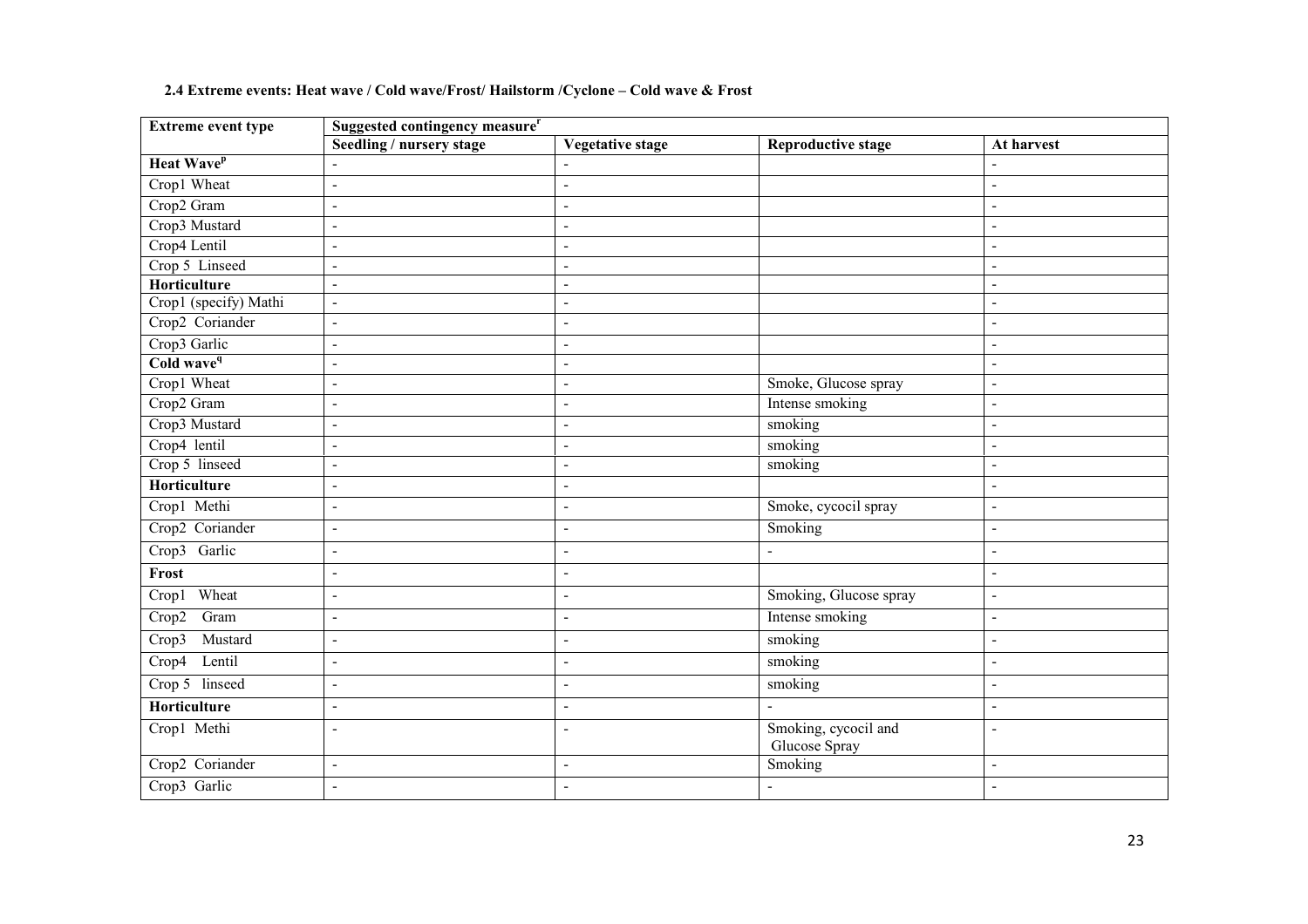**2.4 Extreme events: Heat wave / Cold wave/Frost/ Hailstorm /Cyclone – Cold wave & Frost**

| Extreme event type | Suggested contingency measure[r] | | | |
|---|---|---|---|---|
| | Seedling / nursery stage | Vegetative stage | Reproductive stage | At harvest |
| **Heat Wave[p]** | - | - | | - |
| Crop1 Wheat | - | - | | - |
| Crop2 Gram | - | - | | - |
| Crop3 Mustard | - | - | | - |
| Crop4 Lentil | - | - | | - |
| Crop 5 Linseed | - | - | | - |
| **Horticulture** | - | - | | - |
| Crop1 (specify) Mathi | - | - | | - |
| Crop2 Coriander | - | - | | - |
| Crop3 Garlic | - | - | | - |
| **Cold wave[q]** | - | - | | - |
| Crop1 Wheat | - | - | Smoke, Glucose spray | - |
| Crop2 Gram | - | - | Intense smoking | - |
| Crop3 Mustard | - | - | smoking | - |
| Crop4 lentil | - | - | smoking | - |
| Crop 5 linseed | - | - | smoking | - |
| **Horticulture** | - | - | | - |
| Crop1 Methi | - | - | Smoke, cycocil spray | - |
| Crop2 Coriander | - | - | Smoking | - |
| Crop3 Garlic | - | - | - | - |
| **Frost** | - | - | | - |
| Crop1 Wheat | - | - | Smoking, Glucose spray | - |
| Crop2 Gram | - | - | Intense smoking | - |
| Crop3 Mustard | - | - | smoking | - |
| Crop4 Lentil | - | - | smoking | - |
| Crop 5 linseed | - | - | smoking | - |
| **Horticulture** | - | - | - | - |
| Crop1 Methi | - | - | Smoking, cycocil and Glucose Spray | - |
| Crop2 Coriander | - | - | Smoking | - |
| Crop3 Garlic | - | - | - | - |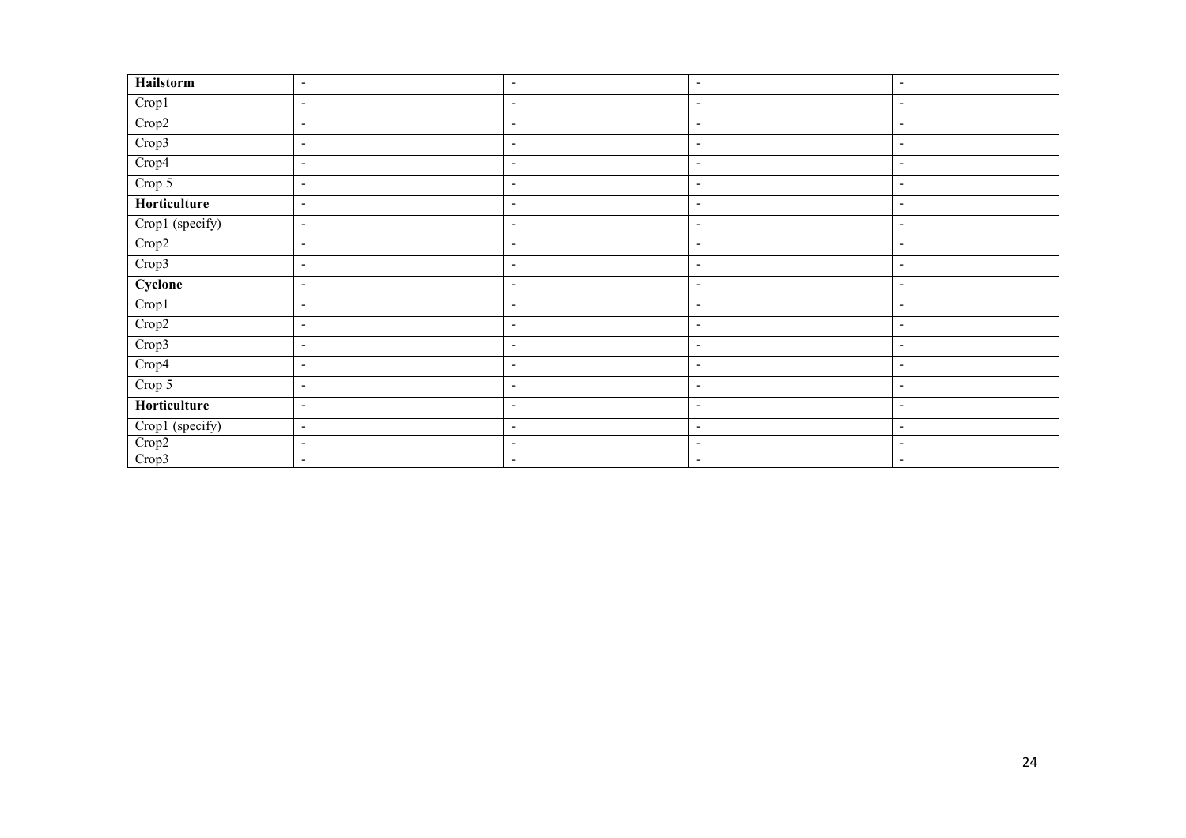| | | | | |
|---|---|---|---|---|
| **Hailstorm** | - | - | - | - |
| Crop1 | - | - | - | - |
| Crop2 | - | - | - | - |
| Crop3 | - | - | - | - |
| Crop4 | - | - | - | - |
| Crop 5 | - | - | - | - |
| **Horticulture** | - | - | - | - |
| Crop1 (specify) | - | - | - | - |
| Crop2 | - | - | - | - |
| Crop3 | - | - | - | - |
| **Cyclone** | - | - | - | - |
| Crop1 | - | - | - | - |
| Crop2 | - | - | - | - |
| Crop3 | - | - | - | - |
| Crop4 | - | - | - | - |
| Crop 5 | - | - | - | - |
| **Horticulture** | - | - | - | - |
| Crop1 (specify) | - | - | - | - |
| Crop2 | - | - | - | - |
| Crop3 | - | - | - | - |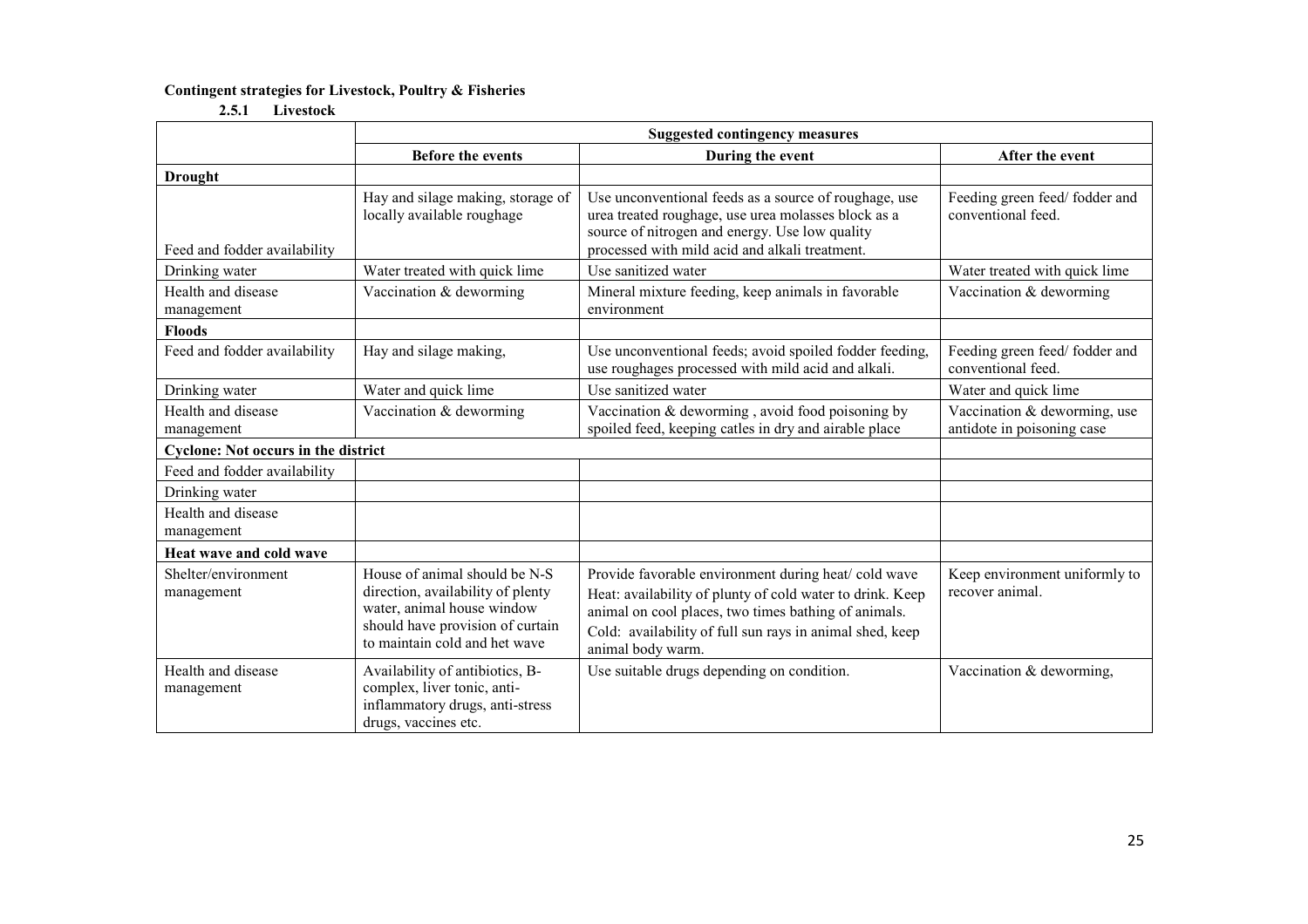**Contingent strategies for Livestock, Poultry & Fisheries**

**2.5.1 Livestock**

| | Suggested contingency measures | | |
|---|---|---|---|
| | **Before the events** | **During the event** | **After the event** |
| **Drought** | | | |
| Feed and fodder availability | Hay and silage making, storage of locally available roughage | Use unconventional feeds as a source of roughage, use urea treated roughage, use urea molasses block as a source of nitrogen and energy. Use low quality processed with mild acid and alkali treatment. | Feeding green feed/ fodder and conventional feed. |
| Drinking water | Water treated with quick lime | Use sanitized water | Water treated with quick lime |
| Health and disease management | Vaccination & deworming | Mineral mixture feeding, keep animals in favorable environment | Vaccination & deworming |
| **Floods** | | | |
| Feed and fodder availability | Hay and silage making, | Use unconventional feeds; avoid spoiled fodder feeding, use roughages processed with mild acid and alkali. | Feeding green feed/ fodder and conventional feed. |
| Drinking water | Water and quick lime | Use sanitized water | Water and quick lime |
| Health and disease management | Vaccination & deworming | Vaccination & deworming , avoid food poisoning by spoiled feed, keeping catles in dry and airable place | Vaccination & deworming, use antidote in poisoning case |
| **Cyclone: Not occurs in the district** | | | |
| Feed and fodder availability | | | |
| Drinking water | | | |
| Health and disease management | | | |
| **Heat wave and cold wave** | | | |
| Shelter/environment management | House of animal should be N-S direction, availability of plenty water, animal house window should have provision of curtain to maintain cold and het wave | Provide favorable environment during heat/ cold wave Heat: availability of plunty of cold water to drink. Keep animal on cool places, two times bathing of animals. Cold: availability of full sun rays in animal shed, keep animal body warm. | Keep environment uniformly to recover animal. |
| Health and disease management | Availability of antibiotics, B-complex, liver tonic, anti-inflammatory drugs, anti-stress drugs, vaccines etc. | Use suitable drugs depending on condition. | Vaccination & deworming, |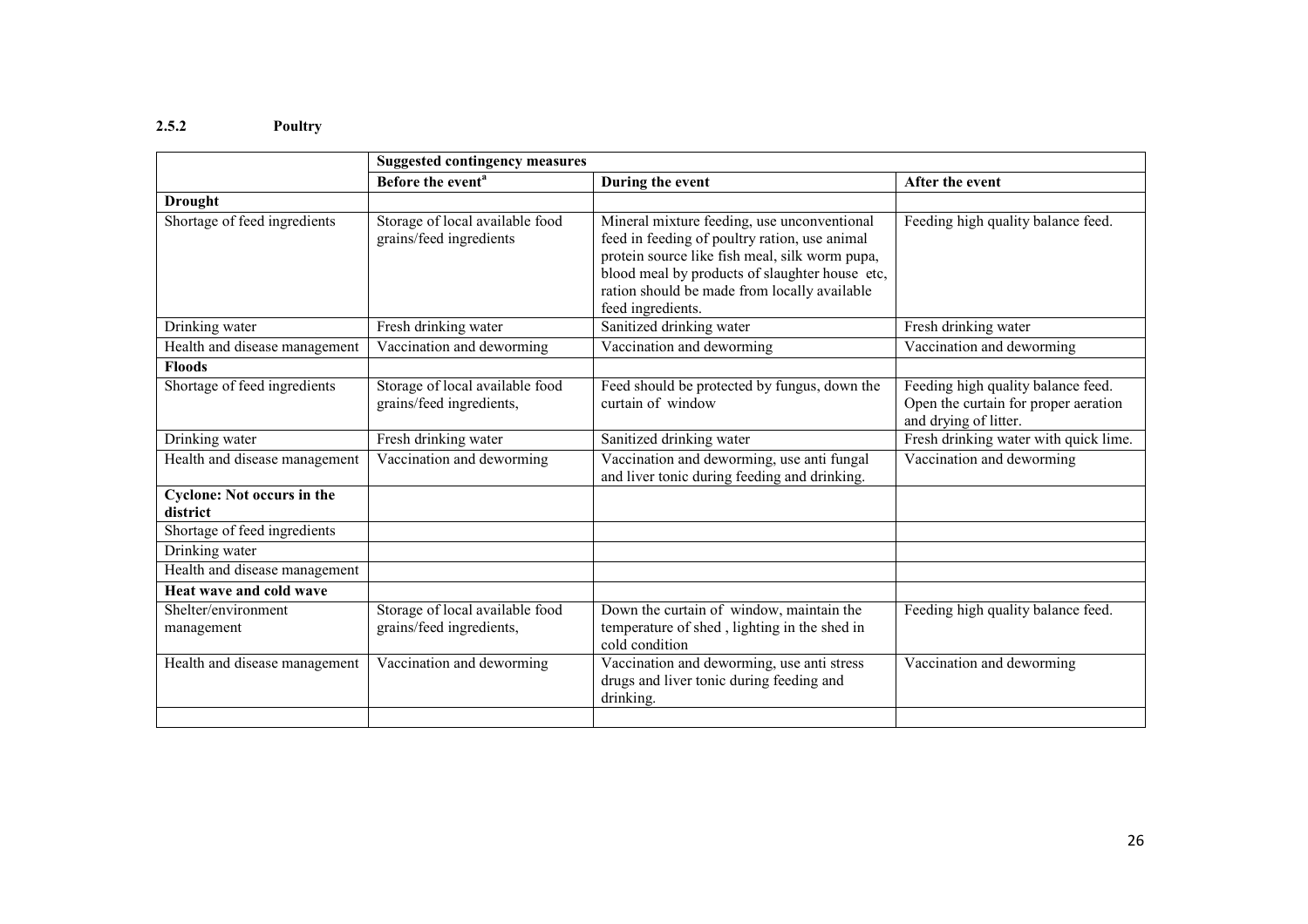### 2.5.2 Poultry

| | Suggested contingency measures | | |
|---|---|---|---|
| | **Before the event[a]** | **During the event** | **After the event** |
| **Drought** | | | |
| Shortage of feed ingredients | Storage of local available food grains/feed ingredients | Mineral mixture feeding, use unconventional feed in feeding of poultry ration, use animal protein source like fish meal, silk worm pupa, blood meal by products of slaughter house etc, ration should be made from locally available feed ingredients. | Feeding high quality balance feed. |
| Drinking water | Fresh drinking water | Sanitized drinking water | Fresh drinking water |
| Health and disease management | Vaccination and deworming | Vaccination and deworming | Vaccination and deworming |
| **Floods** | | | |
| Shortage of feed ingredients | Storage of local available food grains/feed ingredients, | Feed should be protected by fungus, down the curtain of window | Feeding high quality balance feed. Open the curtain for proper aeration and drying of litter. |
| Drinking water | Fresh drinking water | Sanitized drinking water | Fresh drinking water with quick lime. |
| Health and disease management | Vaccination and deworming | Vaccination and deworming, use anti fungal and liver tonic during feeding and drinking. | Vaccination and deworming |
| **Cyclone: Not occurs in the district** | | | |
| Shortage of feed ingredients | | | |
| Drinking water | | | |
| Health and disease management | | | |
| **Heat wave and cold wave** | | | |
| Shelter/environment management | Storage of local available food grains/feed ingredients, | Down the curtain of window, maintain the temperature of shed , lighting in the shed in cold condition | Feeding high quality balance feed. |
| Health and disease management | Vaccination and deworming | Vaccination and deworming, use anti stress drugs and liver tonic during feeding and drinking. | Vaccination and deworming |
| | | | |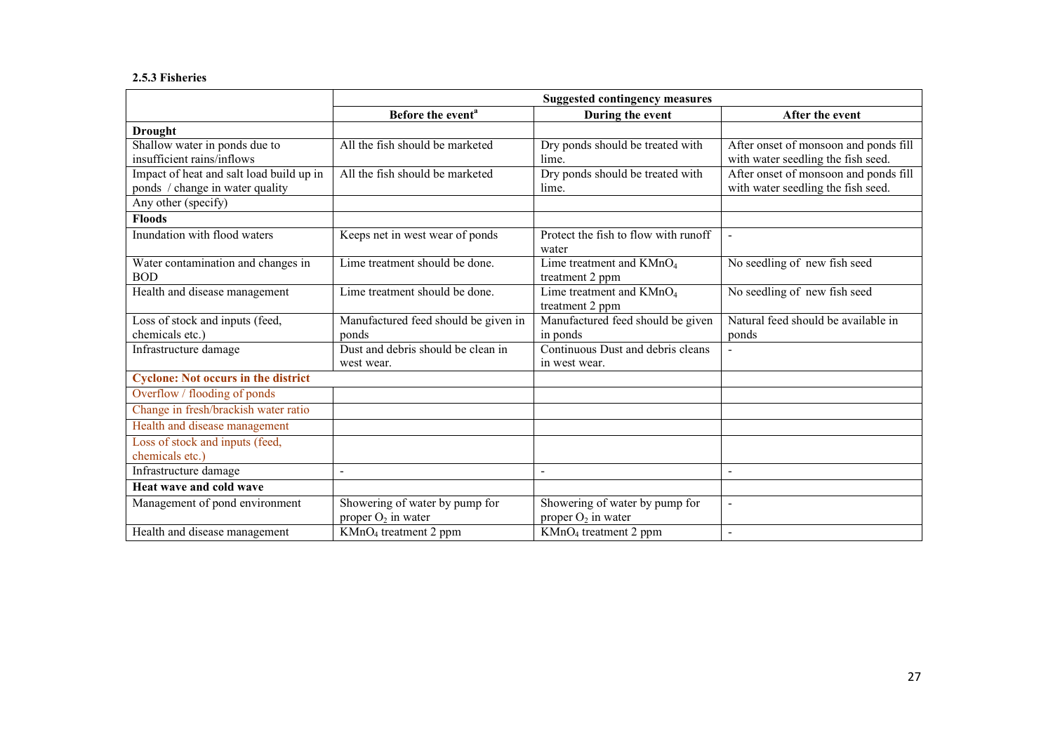### 2.5.3 Fisheries

| | Suggested contingency measures | | |
|---|---|---|---|
| | **Before the event**[a] | **During the event** | **After the event** |
| **Drought** | | | |
| Shallow water in ponds due to insufficient rains/inflows | All the fish should be marketed | Dry ponds should be treated with lime. | After onset of monsoon and ponds fill with water seedling the fish seed. |
| Impact of heat and salt load build up in ponds / change in water quality | All the fish should be marketed | Dry ponds should be treated with lime. | After onset of monsoon and ponds fill with water seedling the fish seed. |
| Any other (specify) | | | |
| **Floods** | | | |
| Inundation with flood waters | Keeps net in west wear of ponds | Protect the fish to flow with runoff water | - |
| Water contamination and changes in BOD | Lime treatment should be done. | Lime treatment and $KMnO_4$ treatment 2 ppm | No seedling of new fish seed |
| Health and disease management | Lime treatment should be done. | Lime treatment and $KMnO_4$ treatment 2 ppm | No seedling of new fish seed |
| Loss of stock and inputs (feed, chemicals etc.) | Manufactured feed should be given in ponds | Manufactured feed should be given in ponds | Natural feed should be available in ponds |
| Infrastructure damage | Dust and debris should be clean in west wear. | Continuous Dust and debris cleans in west wear. | - |
| **Cyclone: Not occurs in the district** | | | |
| Overflow / flooding of ponds | | | |
| Change in fresh/brackish water ratio | | | |
| Health and disease management | | | |
| Loss of stock and inputs (feed, chemicals etc.) | | | |
| Infrastructure damage | - | - | - |
| **Heat wave and cold wave** | | | |
| Management of pond environment | Showering of water by pump for proper $O_2$ in water | Showering of water by pump for proper $O_2$ in water | - |
| Health and disease management | $KMnO_4$ treatment 2 ppm | $KMnO_4$ treatment 2 ppm | - |